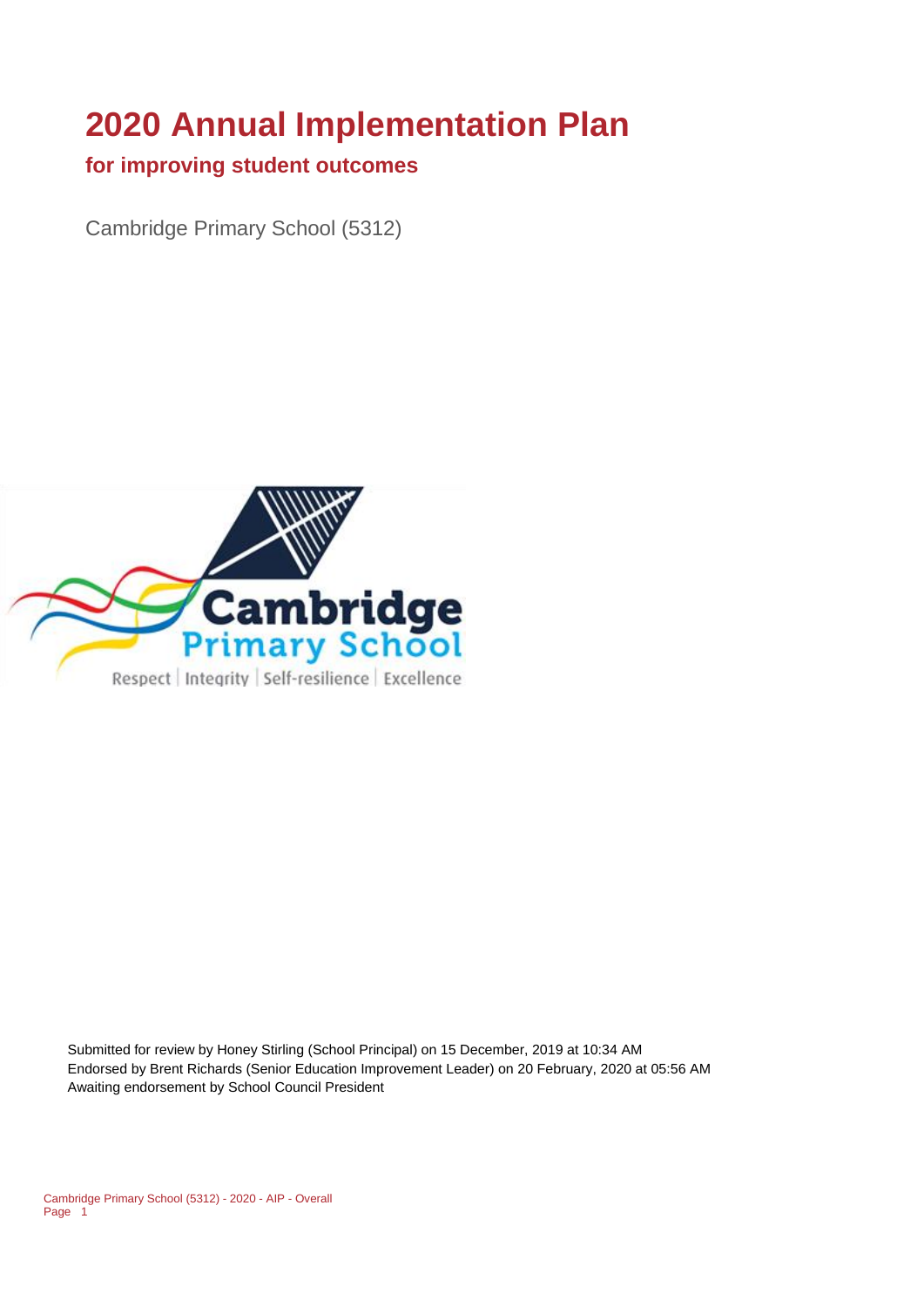# 2020 Annual Implementation Plan

## for improving student outcomes

Cambridge Primary School (5312)

Submitted for review by Honey Stirling (School Principal) on 15 December, 2019 at 10:34 AM
Endorsed by Brent Richards (Senior Education Improvement Leader) on 20 February, 2020 at 05:56 AM
Awaiting endorsement by School Council President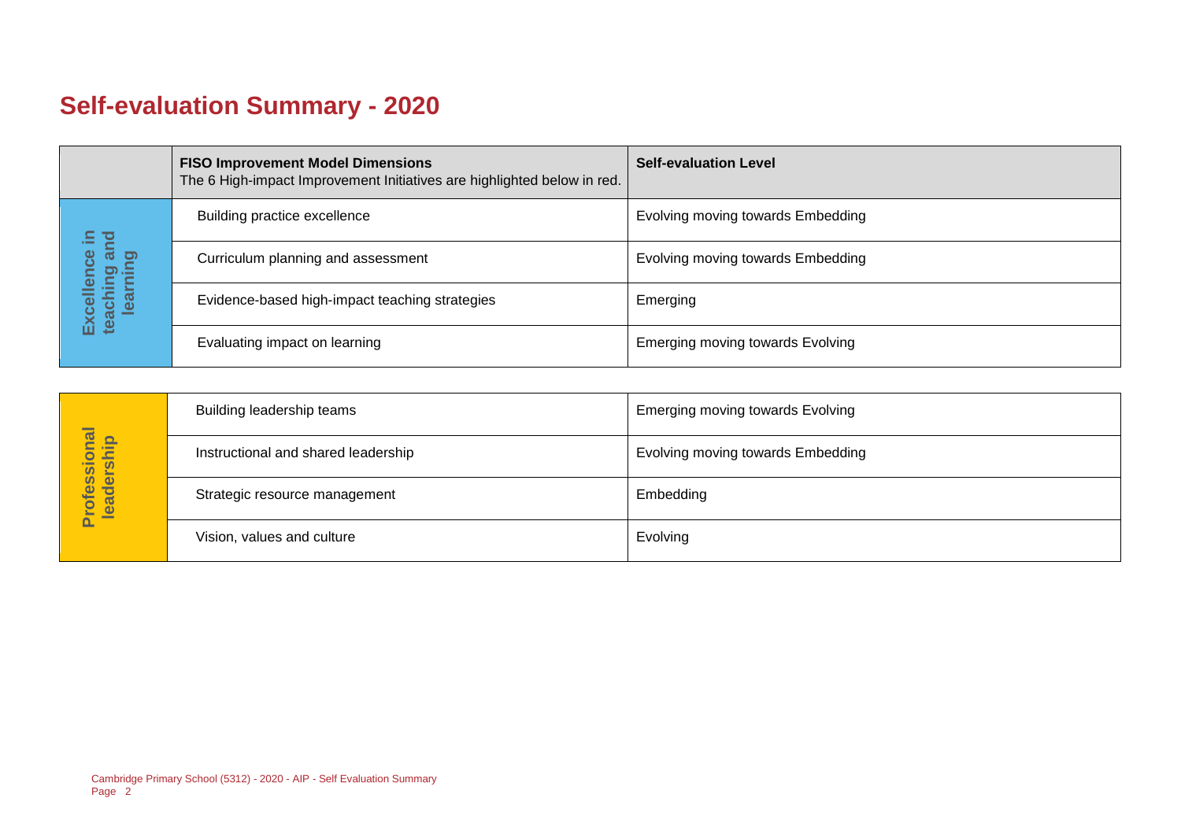# Self-evaluation Summary - 2020

| | FISO Improvement Model Dimensions<br>The 6 High-impact Improvement Initiatives are highlighted below in red. | Self-evaluation Level |
|---|---|---|
| Excellence in teaching and learning | Building practice excellence | Evolving moving towards Embedding |
| | Curriculum planning and assessment | Evolving moving towards Embedding |
| | Evidence-based high-impact teaching strategies | Emerging |
| | Evaluating impact on learning | Emerging moving towards Evolving |

| | | |
|---|---|---|
| Professional leadership | Building leadership teams | Emerging moving towards Evolving |
| | Instructional and shared leadership | Evolving moving towards Embedding |
| | Strategic resource management | Embedding |
| | Vision, values and culture | Evolving |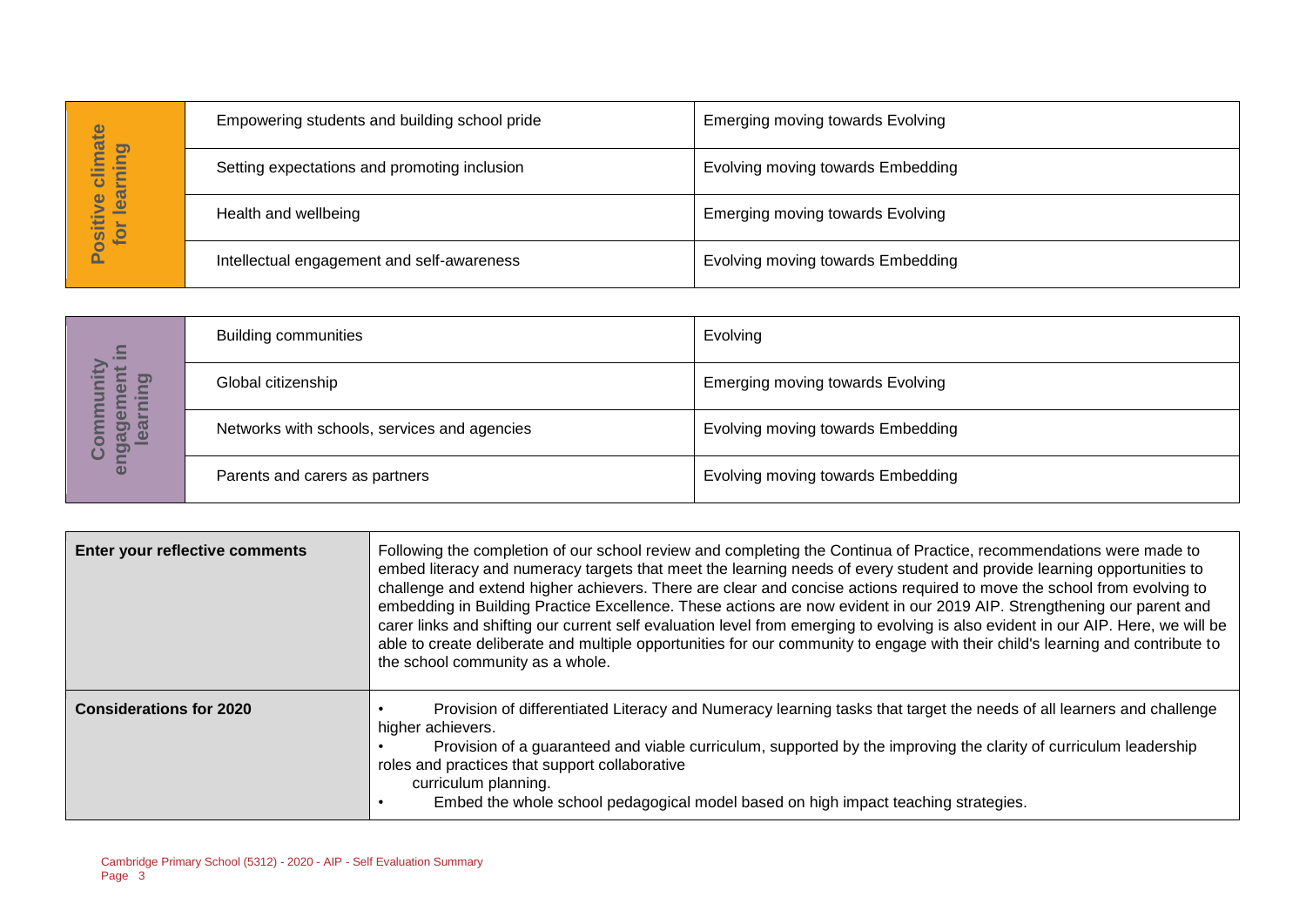| Positive climate for learning | | |
|---|---|---|
| | Empowering students and building school pride | Emerging moving towards Evolving |
| | Setting expectations and promoting inclusion | Evolving moving towards Embedding |
| | Health and wellbeing | Emerging moving towards Evolving |
| | Intellectual engagement and self-awareness | Evolving moving towards Embedding |

| Community engagement in learning | | |
|---|---|---|
| | Building communities | Evolving |
| | Global citizenship | Emerging moving towards Evolving |
| | Networks with schools, services and agencies | Evolving moving towards Embedding |
| | Parents and carers as partners | Evolving moving towards Embedding |

| | |
|---|---|
| **Enter your reflective comments** | Following the completion of our school review and completing the Continua of Practice, recommendations were made to embed literacy and numeracy targets that meet the learning needs of every student and provide learning opportunities to challenge and extend higher achievers. There are clear and concise actions required to move the school from evolving to embedding in Building Practice Excellence. These actions are now evident in our 2019 AIP. Strengthening our parent and carer links and shifting our current self evaluation level from emerging to evolving is also evident in our AIP. Here, we will be able to create deliberate and multiple opportunities for our community to engage with their child's learning and contribute to the school community as a whole. |
| **Considerations for 2020** | • Provision of differentiated Literacy and Numeracy learning tasks that target the needs of all learners and challenge higher achievers.<br>• Provision of a guaranteed and viable curriculum, supported by the improving the clarity of curriculum leadership roles and practices that support collaborative curriculum planning.<br>• Embed the whole school pedagogical model based on high impact teaching strategies. |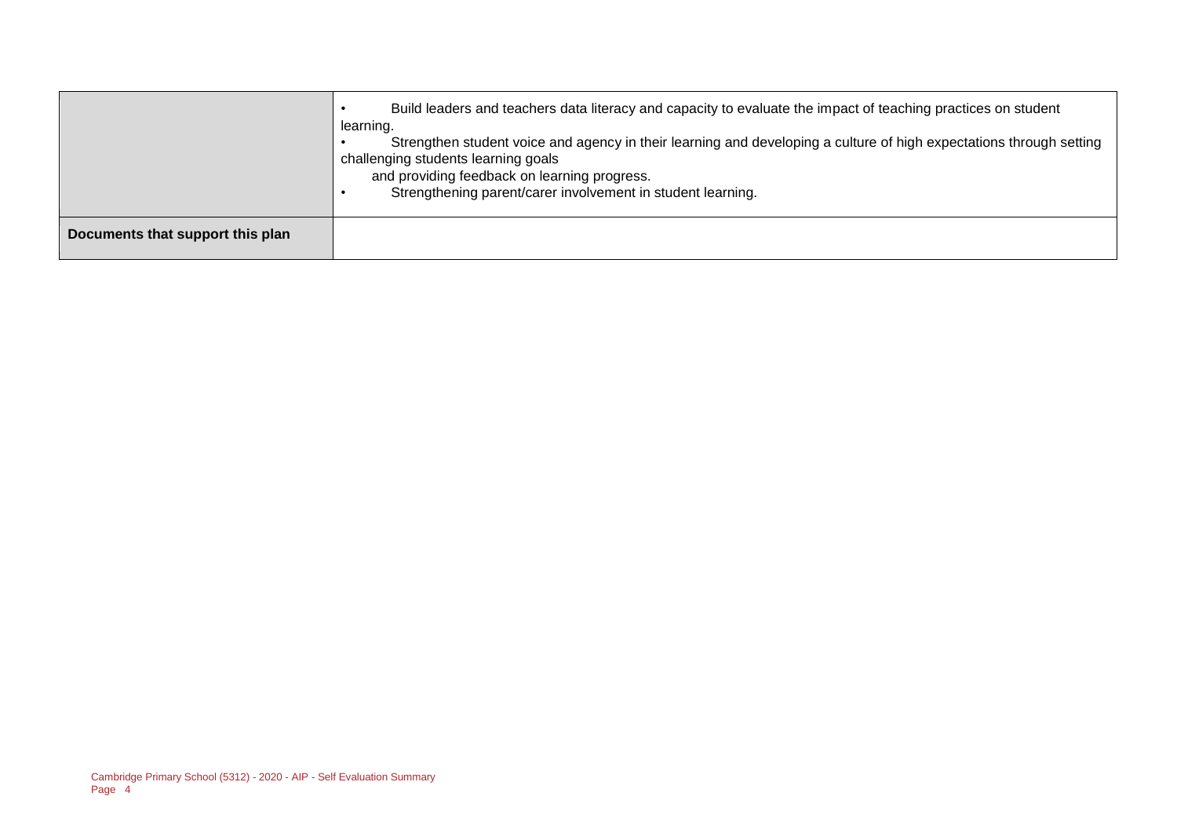| | |
|---|---|
| | • Build leaders and teachers data literacy and capacity to evaluate the impact of teaching practices on student learning.<br>• Strengthen student voice and agency in their learning and developing a culture of high expectations through setting challenging students learning goals and providing feedback on learning progress.<br>• Strengthening parent/carer involvement in student learning. |
| **Documents that support this plan** | |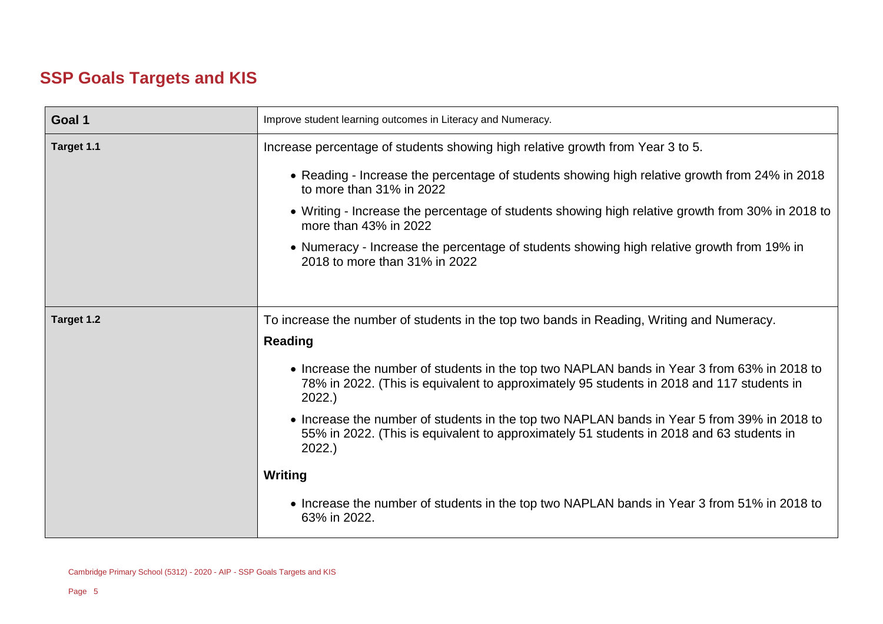## SSP Goals Targets and KIS

| Goal 1 | Improve student learning outcomes in Literacy and Numeracy. |
|---|---|
| Target 1.1 | Increase percentage of students showing high relative growth from Year 3 to 5.<br><br>• Reading - Increase the percentage of students showing high relative growth from 24% in 2018 to more than 31% in 2022<br>• Writing - Increase the percentage of students showing high relative growth from 30% in 2018 to more than 43% in 2022<br>• Numeracy - Increase the percentage of students showing high relative growth from 19% in 2018 to more than 31% in 2022 |
| Target 1.2 | To increase the number of students in the top two bands in Reading, Writing and Numeracy.<br><br>**Reading**<br><br>• Increase the number of students in the top two NAPLAN bands in Year 3 from 63% in 2018 to 78% in 2022. (This is equivalent to approximately 95 students in 2018 and 117 students in 2022.)<br>• Increase the number of students in the top two NAPLAN bands in Year 5 from 39% in 2018 to 55% in 2022. (This is equivalent to approximately 51 students in 2018 and 63 students in 2022.)<br><br>**Writing**<br><br>• Increase the number of students in the top two NAPLAN bands in Year 3 from 51% in 2018 to 63% in 2022. |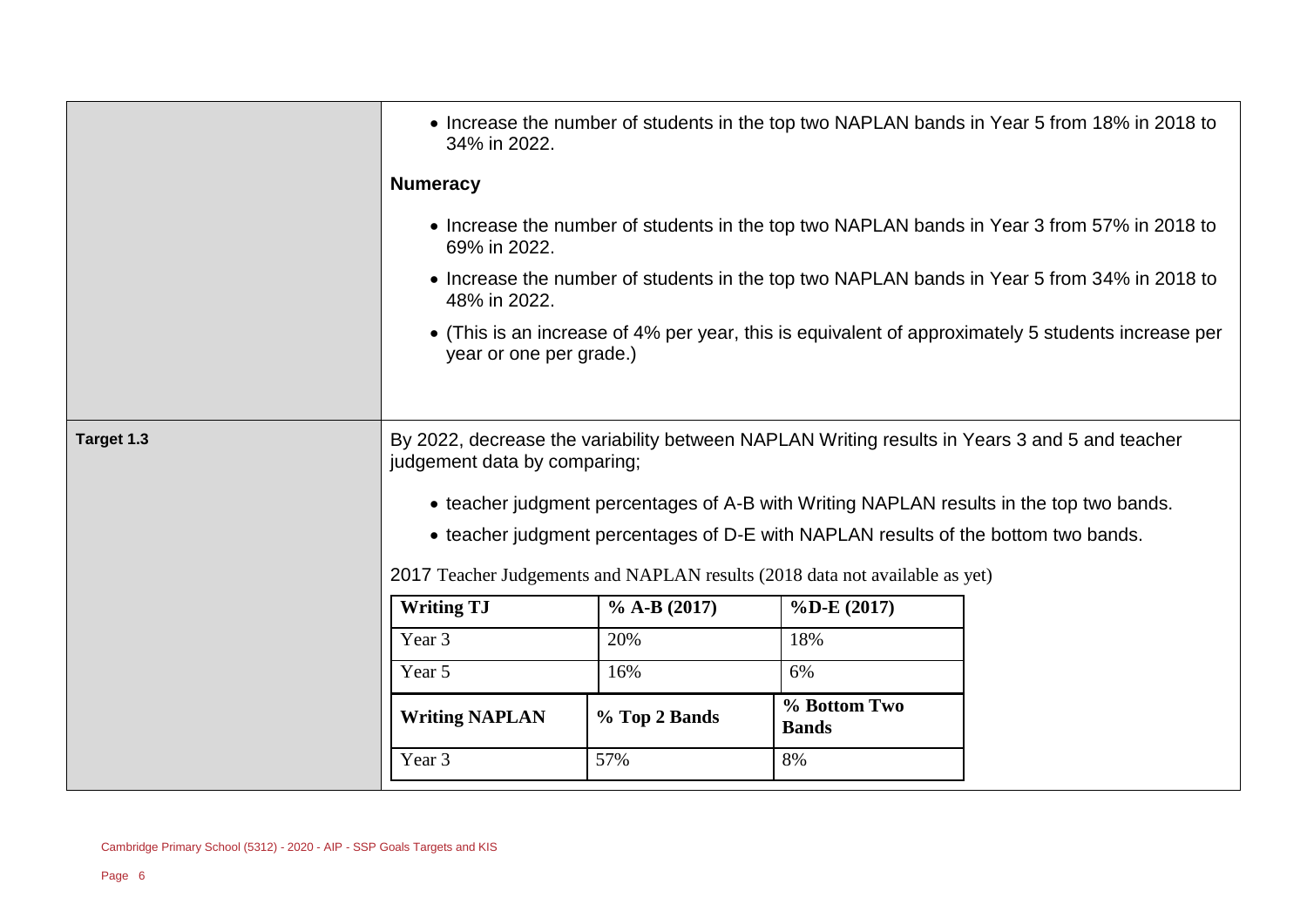| | |
|---|---|
| | • Increase the number of students in the top two NAPLAN bands in Year 5 from 18% in 2018 to 34% in 2022.<br><br>**Numeracy**<br><br>• Increase the number of students in the top two NAPLAN bands in Year 3 from 57% in 2018 to 69% in 2022.<br>• Increase the number of students in the top two NAPLAN bands in Year 5 from 34% in 2018 to 48% in 2022.<br>• (This is an increase of 4% per year, this is equivalent of approximately 5 students increase per year or one per grade.) |
| **Target 1.3** | By 2022, decrease the variability between NAPLAN Writing results in Years 3 and 5 and teacher judgement data by comparing;<br><br>• teacher judgment percentages of A-B with Writing NAPLAN results in the top two bands.<br>• teacher judgment percentages of D-E with NAPLAN results of the bottom two bands.<br><br>2017 Teacher Judgements and NAPLAN results (2018 data not available as yet) |

| **Writing TJ** | **% A-B (2017)** | **%D-E (2017)** |
|---|---|---|
| Year 3 | 20% | 18% |
| Year 5 | 16% | 6% |
| **Writing NAPLAN** | **% Top 2 Bands** | **% Bottom Two Bands** |
| Year 3 | 57% | 8% |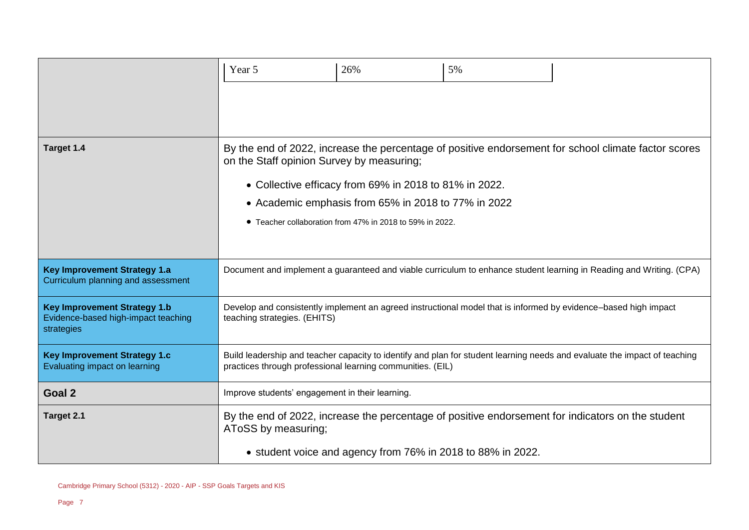| | |
|---|---|
| | Year 5 \| 26% \| 5% |
| **Target 1.4** | By the end of 2022, increase the percentage of positive endorsement for school climate factor scores on the Staff opinion Survey by measuring;<br><br>• Collective efficacy from 69% in 2018 to 81% in 2022.<br>• Academic emphasis from 65% in 2018 to 77% in 2022<br>• Teacher collaboration from 47% in 2018 to 59% in 2022. |
| **Key Improvement Strategy 1.a**<br>Curriculum planning and assessment | Document and implement a guaranteed and viable curriculum to enhance student learning in Reading and Writing. (CPA) |
| **Key Improvement Strategy 1.b**<br>Evidence-based high-impact teaching strategies | Develop and consistently implement an agreed instructional model that is informed by evidence–based high impact teaching strategies. (EHITS) |
| **Key Improvement Strategy 1.c**<br>Evaluating impact on learning | Build leadership and teacher capacity to identify and plan for student learning needs and evaluate the impact of teaching practices through professional learning communities. (EIL) |
| **Goal 2** | Improve students' engagement in their learning. |
| **Target 2.1** | By the end of 2022, increase the percentage of positive endorsement for indicators on the student AToSS by measuring;<br><br>• student voice and agency from 76% in 2018 to 88% in 2022. |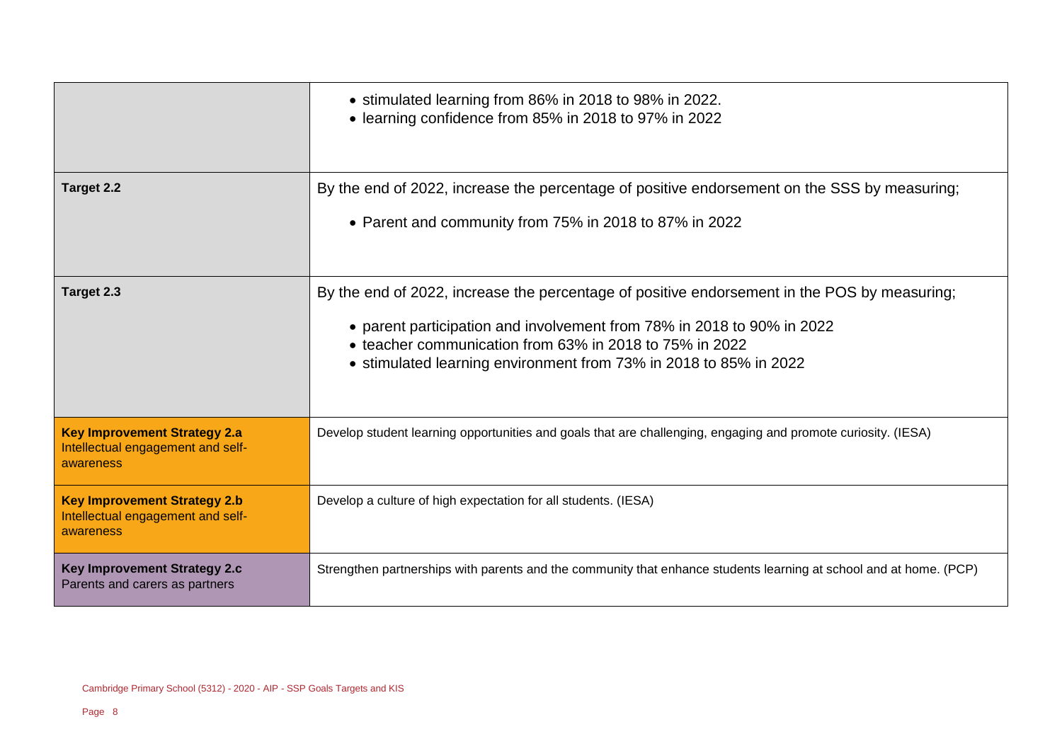| | |
|---|---|
| | • stimulated learning from 86% in 2018 to 98% in 2022.<br>• learning confidence from 85% in 2018 to 97% in 2022 |
| **Target 2.2** | By the end of 2022, increase the percentage of positive endorsement on the SSS by measuring;<br>• Parent and community from 75% in 2018 to 87% in 2022 |
| **Target 2.3** | By the end of 2022, increase the percentage of positive endorsement in the POS by measuring;<br>• parent participation and involvement from 78% in 2018 to 90% in 2022<br>• teacher communication from 63% in 2018 to 75% in 2022<br>• stimulated learning environment from 73% in 2018 to 85% in 2022 |
| **Key Improvement Strategy 2.a**<br>Intellectual engagement and self-awareness | Develop student learning opportunities and goals that are challenging, engaging and promote curiosity. (IESA) |
| **Key Improvement Strategy 2.b**<br>Intellectual engagement and self-awareness | Develop a culture of high expectation for all students. (IESA) |
| **Key Improvement Strategy 2.c**<br>Parents and carers as partners | Strengthen partnerships with parents and the community that enhance students learning at school and at home. (PCP) |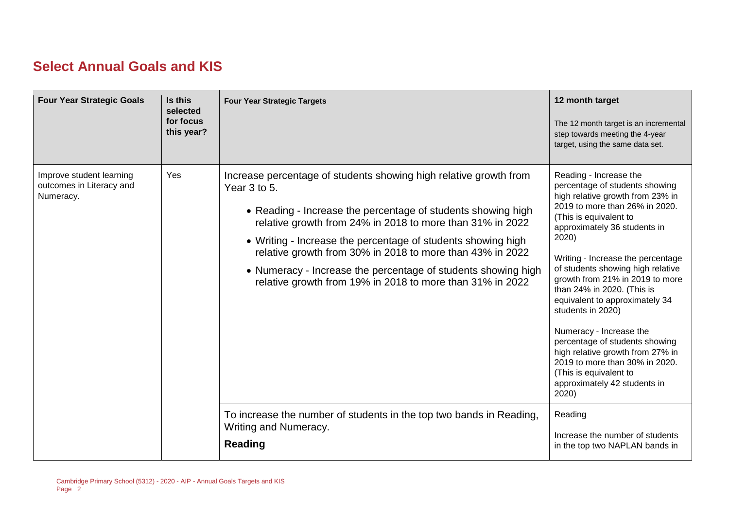## Select Annual Goals and KIS

| Four Year Strategic Goals | Is this selected for focus this year? | Four Year Strategic Targets | 12 month target<br><br>The 12 month target is an incremental step towards meeting the 4-year target, using the same data set. |
|---|---|---|---|
| Improve student learning outcomes in Literacy and Numeracy. | Yes | Increase percentage of students showing high relative growth from Year 3 to 5.<br><br>• Reading - Increase the percentage of students showing high relative growth from 24% in 2018 to more than 31% in 2022<br>• Writing - Increase the percentage of students showing high relative growth from 30% in 2018 to more than 43% in 2022<br>• Numeracy - Increase the percentage of students showing high relative growth from 19% in 2018 to more than 31% in 2022 | Reading - Increase the percentage of students showing high relative growth from 23% in 2019 to more than 26% in 2020. (This is equivalent to approximately 36 students in 2020)<br><br>Writing - Increase the percentage of students showing high relative growth from 21% in 2019 to more than 24% in 2020. (This is equivalent to approximately 34 students in 2020)<br><br>Numeracy - Increase the percentage of students showing high relative growth from 27% in 2019 to more than 30% in 2020. (This is equivalent to approximately 42 students in 2020) |
| | | To increase the number of students in the top two bands in Reading, Writing and Numeracy.<br><br>**Reading** | Reading<br><br>Increase the number of students in the top two NAPLAN bands in |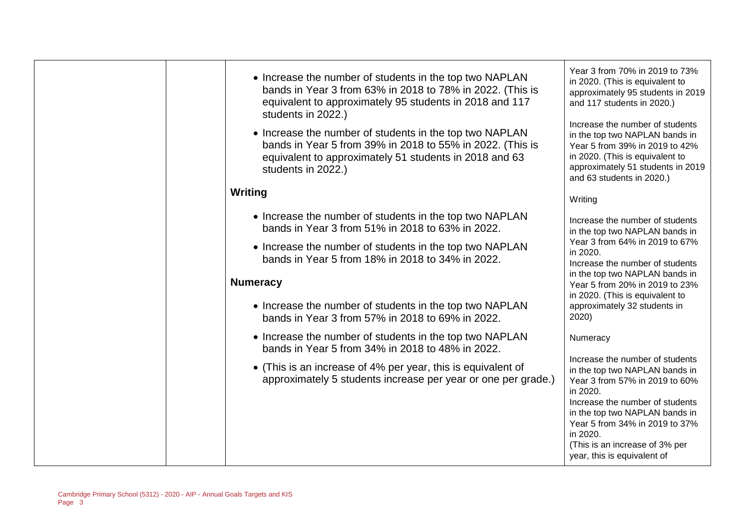| | | | |
|---|---|---|---|
| | | • Increase the number of students in the top two NAPLAN bands in Year 3 from 63% in 2018 to 78% in 2022. (This is equivalent to approximately 95 students in 2018 and 117 students in 2022.)<br><br>• Increase the number of students in the top two NAPLAN bands in Year 5 from 39% in 2018 to 55% in 2022. (This is equivalent to approximately 51 students in 2018 and 63 students in 2022.)<br><br>**Writing**<br><br>• Increase the number of students in the top two NAPLAN bands in Year 3 from 51% in 2018 to 63% in 2022.<br><br>• Increase the number of students in the top two NAPLAN bands in Year 5 from 18% in 2018 to 34% in 2022.<br><br>**Numeracy**<br><br>• Increase the number of students in the top two NAPLAN bands in Year 3 from 57% in 2018 to 69% in 2022.<br><br>• Increase the number of students in the top two NAPLAN bands in Year 5 from 34% in 2018 to 48% in 2022.<br><br>• (This is an increase of 4% per year, this is equivalent of approximately 5 students increase per year or one per grade.) | Year 3 from 70% in 2019 to 73% in 2020. (This is equivalent to approximately 95 students in 2019 and 117 students in 2020.)<br><br>Increase the number of students in the top two NAPLAN bands in Year 5 from 39% in 2019 to 42% in 2020. (This is equivalent to approximately 51 students in 2019 and 63 students in 2020.)<br><br>Writing<br><br>Increase the number of students in the top two NAPLAN bands in Year 3 from 64% in 2019 to 67% in 2020.<br>Increase the number of students in the top two NAPLAN bands in Year 5 from 20% in 2019 to 23% in 2020. (This is equivalent to approximately 32 students in 2020)<br><br>Numeracy<br><br>Increase the number of students in the top two NAPLAN bands in Year 3 from 57% in 2019 to 60% in 2020.<br>Increase the number of students in the top two NAPLAN bands in Year 5 from 34% in 2019 to 37% in 2020.<br>(This is an increase of 3% per year, this is equivalent of |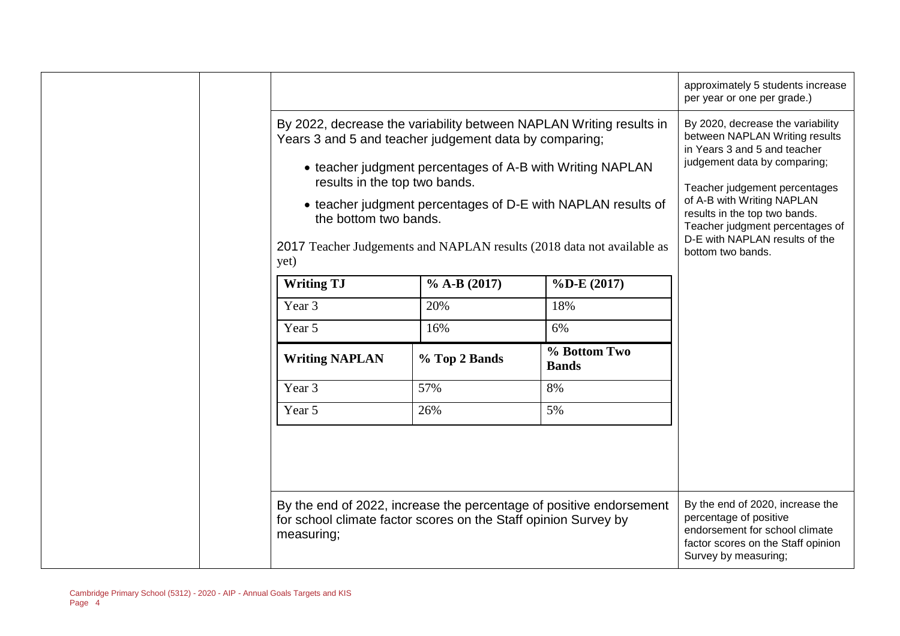| | | | |
|---|---|---|---|
| | | | approximately 5 students increase per year or one per grade.) |
| | | By 2022, decrease the variability between NAPLAN Writing results in Years 3 and 5 and teacher judgement data by comparing;<br><br>• teacher judgment percentages of A-B with Writing NAPLAN results in the top two bands.<br>• teacher judgment percentages of D-E with NAPLAN results of the bottom two bands.<br><br>2017 Teacher Judgements and NAPLAN results (2018 data not available as yet) | By 2020, decrease the variability between NAPLAN Writing results in Years 3 and 5 and teacher judgement data by comparing;<br><br>Teacher judgement percentages of A-B with Writing NAPLAN results in the top two bands. Teacher judgment percentages of D-E with NAPLAN results of the bottom two bands. |
| | | By the end of 2022, increase the percentage of positive endorsement for school climate factor scores on the Staff opinion Survey by measuring; | By the end of 2020, increase the percentage of positive endorsement for school climate factor scores on the Staff opinion Survey by measuring; |

| Writing TJ | % A-B (2017) | %D-E (2017) |
|---|---|---|
| Year 3 | 20% | 18% |
| Year 5 | 16% | 6% |
| **Writing NAPLAN** | **% Top 2 Bands** | **% Bottom Two Bands** |
| Year 3 | 57% | 8% |
| Year 5 | 26% | 5% |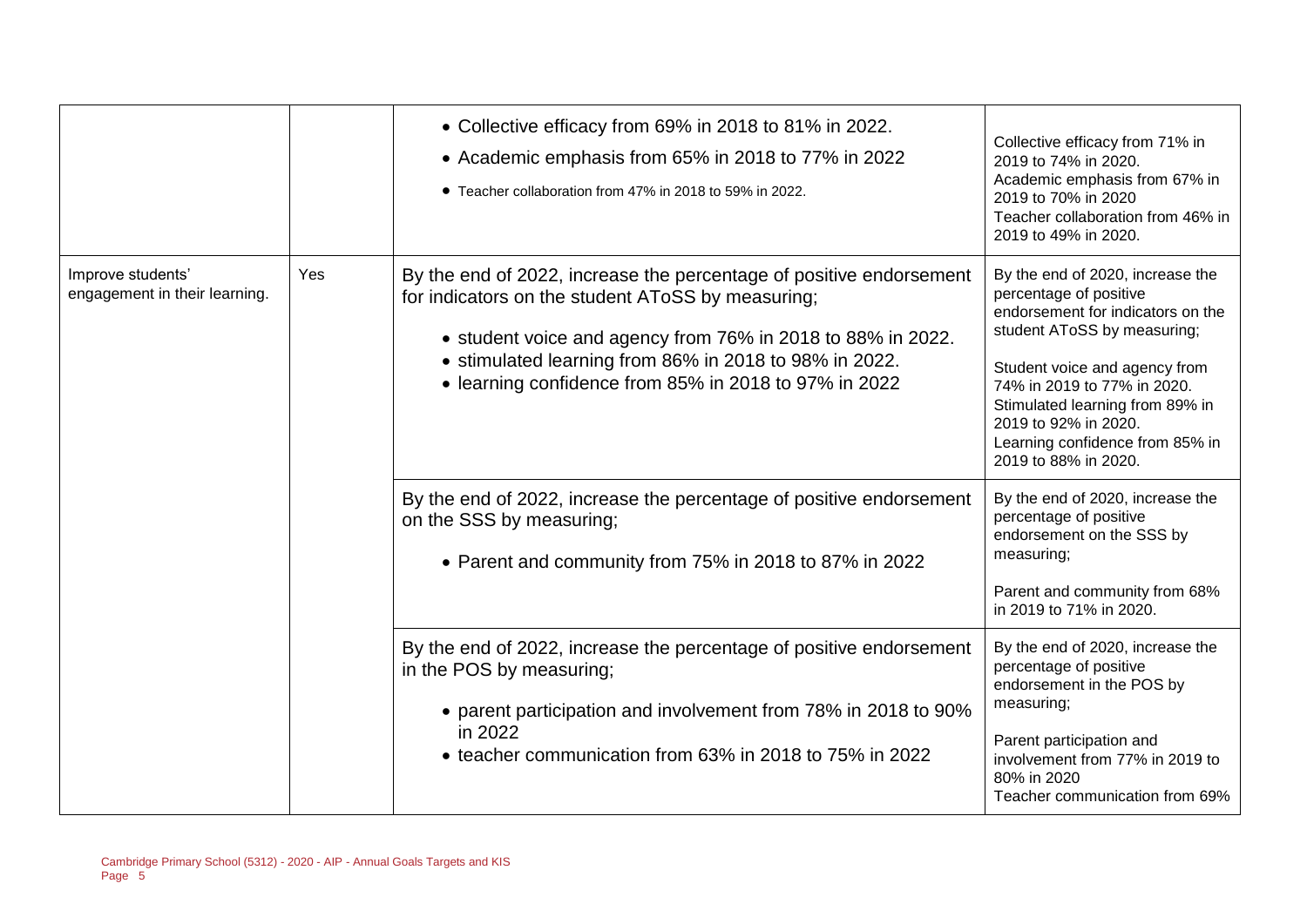| | | | |
|---|---|---|---|
| | | • Collective efficacy from 69% in 2018 to 81% in 2022.<br>• Academic emphasis from 65% in 2018 to 77% in 2022<br>• Teacher collaboration from 47% in 2018 to 59% in 2022. | Collective efficacy from 71% in 2019 to 74% in 2020.<br>Academic emphasis from 67% in 2019 to 70% in 2020<br>Teacher collaboration from 46% in 2019 to 49% in 2020. |
| Improve students' engagement in their learning. | Yes | By the end of 2022, increase the percentage of positive endorsement for indicators on the student AToSS by measuring;<br>• student voice and agency from 76% in 2018 to 88% in 2022.<br>• stimulated learning from 86% in 2018 to 98% in 2022.<br>• learning confidence from 85% in 2018 to 97% in 2022 | By the end of 2020, increase the percentage of positive endorsement for indicators on the student AToSS by measuring;<br><br>Student voice and agency from 74% in 2019 to 77% in 2020.<br>Stimulated learning from 89% in 2019 to 92% in 2020.<br>Learning confidence from 85% in 2019 to 88% in 2020. |
| | | By the end of 2022, increase the percentage of positive endorsement on the SSS by measuring;<br>• Parent and community from 75% in 2018 to 87% in 2022 | By the end of 2020, increase the percentage of positive endorsement on the SSS by measuring;<br><br>Parent and community from 68% in 2019 to 71% in 2020. |
| | | By the end of 2022, increase the percentage of positive endorsement in the POS by measuring;<br>• parent participation and involvement from 78% in 2018 to 90% in 2022<br>• teacher communication from 63% in 2018 to 75% in 2022 | By the end of 2020, increase the percentage of positive endorsement in the POS by measuring;<br><br>Parent participation and involvement from 77% in 2019 to 80% in 2020<br>Teacher communication from 69% |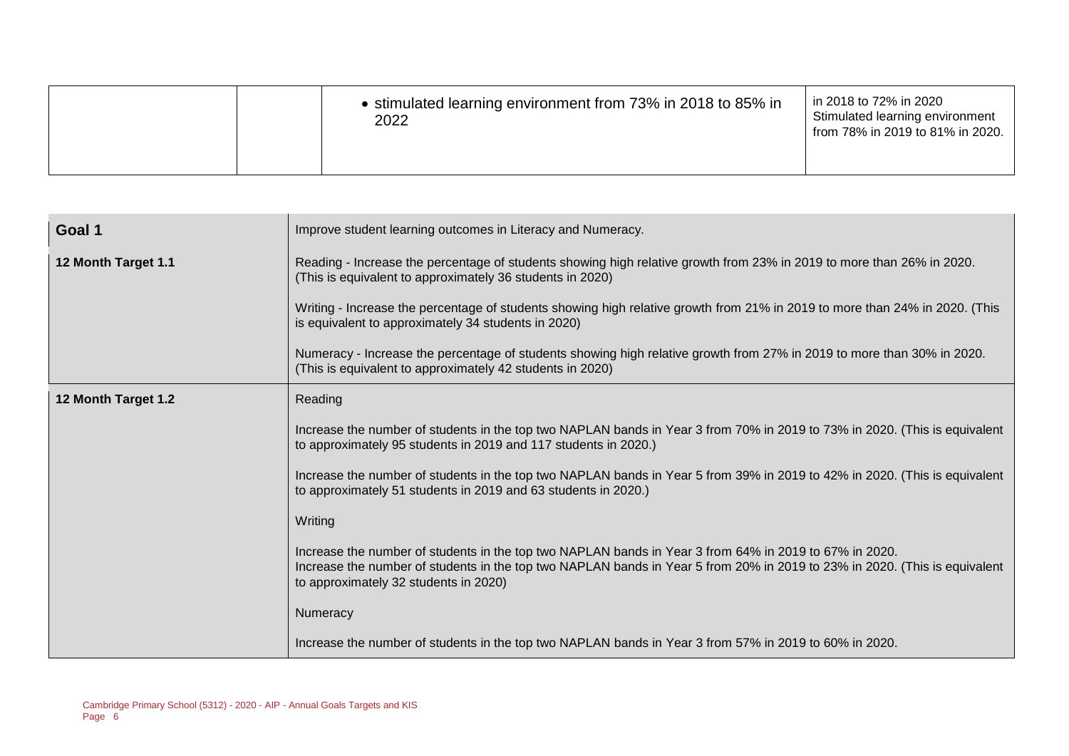|  |  | • stimulated learning environment from 73% in 2018 to 85% in 2022 | in 2018 to 72% in 2020<br>Stimulated learning environment from 78% in 2019 to 81% in 2020. |
|---|---|---|---|

| **Goal 1** | Improve student learning outcomes in Literacy and Numeracy. |
|---|---|
| **12 Month Target 1.1** | Reading - Increase the percentage of students showing high relative growth from 23% in 2019 to more than 26% in 2020. (This is equivalent to approximately 36 students in 2020)<br><br>Writing - Increase the percentage of students showing high relative growth from 21% in 2019 to more than 24% in 2020. (This is equivalent to approximately 34 students in 2020)<br><br>Numeracy - Increase the percentage of students showing high relative growth from 27% in 2019 to more than 30% in 2020. (This is equivalent to approximately 42 students in 2020) |
| **12 Month Target 1.2** | Reading<br><br>Increase the number of students in the top two NAPLAN bands in Year 3 from 70% in 2019 to 73% in 2020. (This is equivalent to approximately 95 students in 2019 and 117 students in 2020.)<br><br>Increase the number of students in the top two NAPLAN bands in Year 5 from 39% in 2019 to 42% in 2020. (This is equivalent to approximately 51 students in 2019 and 63 students in 2020.)<br><br>Writing<br><br>Increase the number of students in the top two NAPLAN bands in Year 3 from 64% in 2019 to 67% in 2020.<br>Increase the number of students in the top two NAPLAN bands in Year 5 from 20% in 2019 to 23% in 2020. (This is equivalent to approximately 32 students in 2020)<br><br>Numeracy<br><br>Increase the number of students in the top two NAPLAN bands in Year 3 from 57% in 2019 to 60% in 2020. |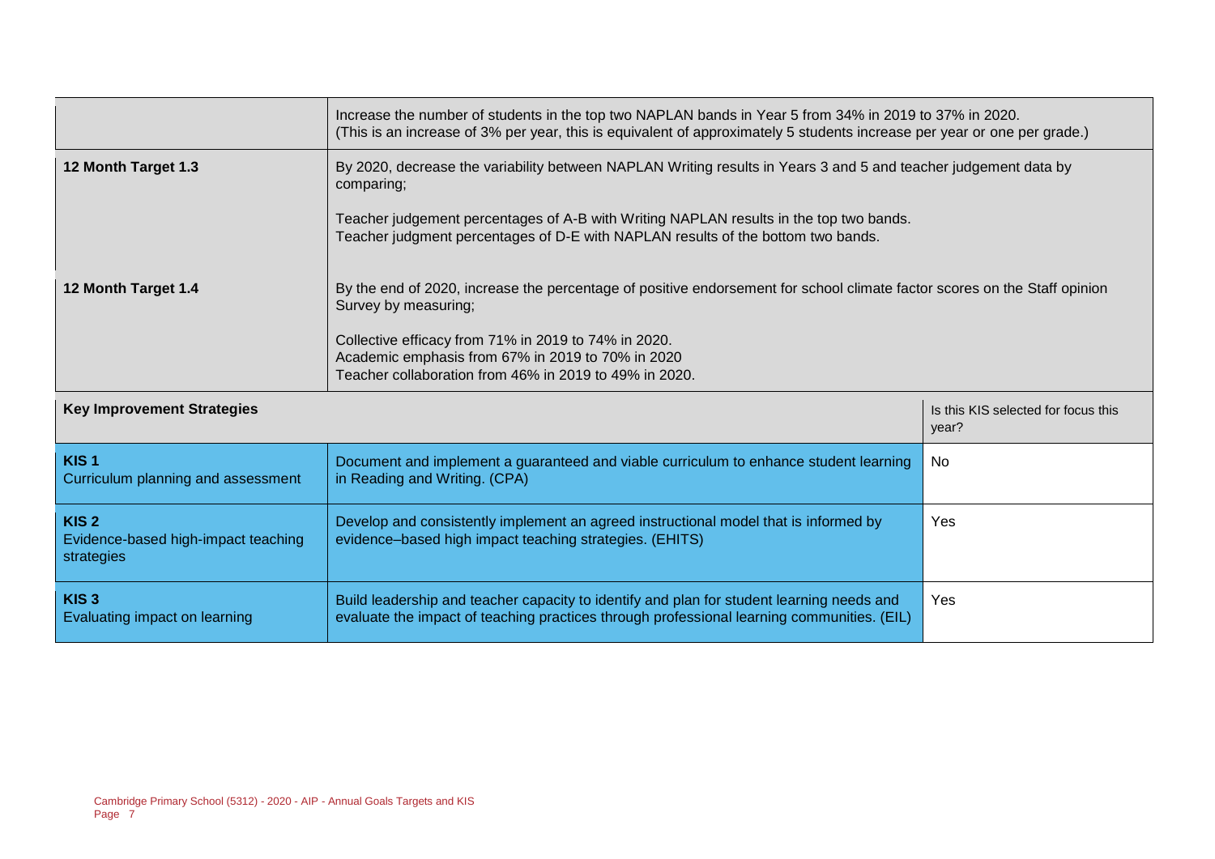| | | |
|---|---|---|
| | Increase the number of students in the top two NAPLAN bands in Year 5 from 34% in 2019 to 37% in 2020.<br>(This is an increase of 3% per year, this is equivalent of approximately 5 students increase per year or one per grade.) | |
| **12 Month Target 1.3** | By 2020, decrease the variability between NAPLAN Writing results in Years 3 and 5 and teacher judgement data by comparing;<br><br>Teacher judgement percentages of A-B with Writing NAPLAN results in the top two bands.<br>Teacher judgment percentages of D-E with NAPLAN results of the bottom two bands. | |
| **12 Month Target 1.4** | By the end of 2020, increase the percentage of positive endorsement for school climate factor scores on the Staff opinion Survey by measuring;<br><br>Collective efficacy from 71% in 2019 to 74% in 2020.<br>Academic emphasis from 67% in 2019 to 70% in 2020<br>Teacher collaboration from 46% in 2019 to 49% in 2020. | |
| **Key Improvement Strategies** | | Is this KIS selected for focus this year? |
| **KIS 1**<br>Curriculum planning and assessment | Document and implement a guaranteed and viable curriculum to enhance student learning in Reading and Writing. (CPA) | No |
| **KIS 2**<br>Evidence-based high-impact teaching strategies | Develop and consistently implement an agreed instructional model that is informed by evidence–based high impact teaching strategies. (EHITS) | Yes |
| **KIS 3**<br>Evaluating impact on learning | Build leadership and teacher capacity to identify and plan for student learning needs and evaluate the impact of teaching practices through professional learning communities. (EIL) | Yes |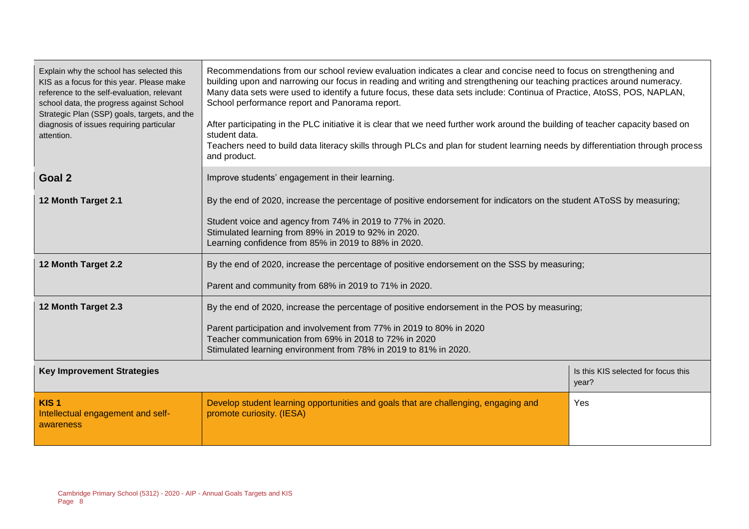| | | |
|---|---|---|
| Explain why the school has selected this KIS as a focus for this year. Please make reference to the self-evaluation, relevant school data, the progress against School Strategic Plan (SSP) goals, targets, and the diagnosis of issues requiring particular attention. | Recommendations from our school review evaluation indicates a clear and concise need to focus on strengthening and building upon and narrowing our focus in reading and writing and strengthening our teaching practices around numeracy. Many data sets were used to identify a future focus, these data sets include: Continua of Practice, AtoSS, POS, NAPLAN, School performance report and Panorama report.<br><br>After participating in the PLC initiative it is clear that we need further work around the building of teacher capacity based on student data.<br>Teachers need to build data literacy skills through PLCs and plan for student learning needs by differentiation through process and product. | |
| **Goal 2** | Improve students' engagement in their learning. | |
| **12 Month Target 2.1** | By the end of 2020, increase the percentage of positive endorsement for indicators on the student AToSS by measuring;<br><br>Student voice and agency from 74% in 2019 to 77% in 2020.<br>Stimulated learning from 89% in 2019 to 92% in 2020.<br>Learning confidence from 85% in 2019 to 88% in 2020. | |
| **12 Month Target 2.2** | By the end of 2020, increase the percentage of positive endorsement on the SSS by measuring;<br><br>Parent and community from 68% in 2019 to 71% in 2020. | |
| **12 Month Target 2.3** | By the end of 2020, increase the percentage of positive endorsement in the POS by measuring;<br><br>Parent participation and involvement from 77% in 2019 to 80% in 2020<br>Teacher communication from 69% in 2018 to 72% in 2020<br>Stimulated learning environment from 78% in 2019 to 81% in 2020. | |
| **Key Improvement Strategies** | | Is this KIS selected for focus this year? |
| **KIS 1**<br>Intellectual engagement and self-awareness | Develop student learning opportunities and goals that are challenging, engaging and promote curiosity. (IESA) | Yes |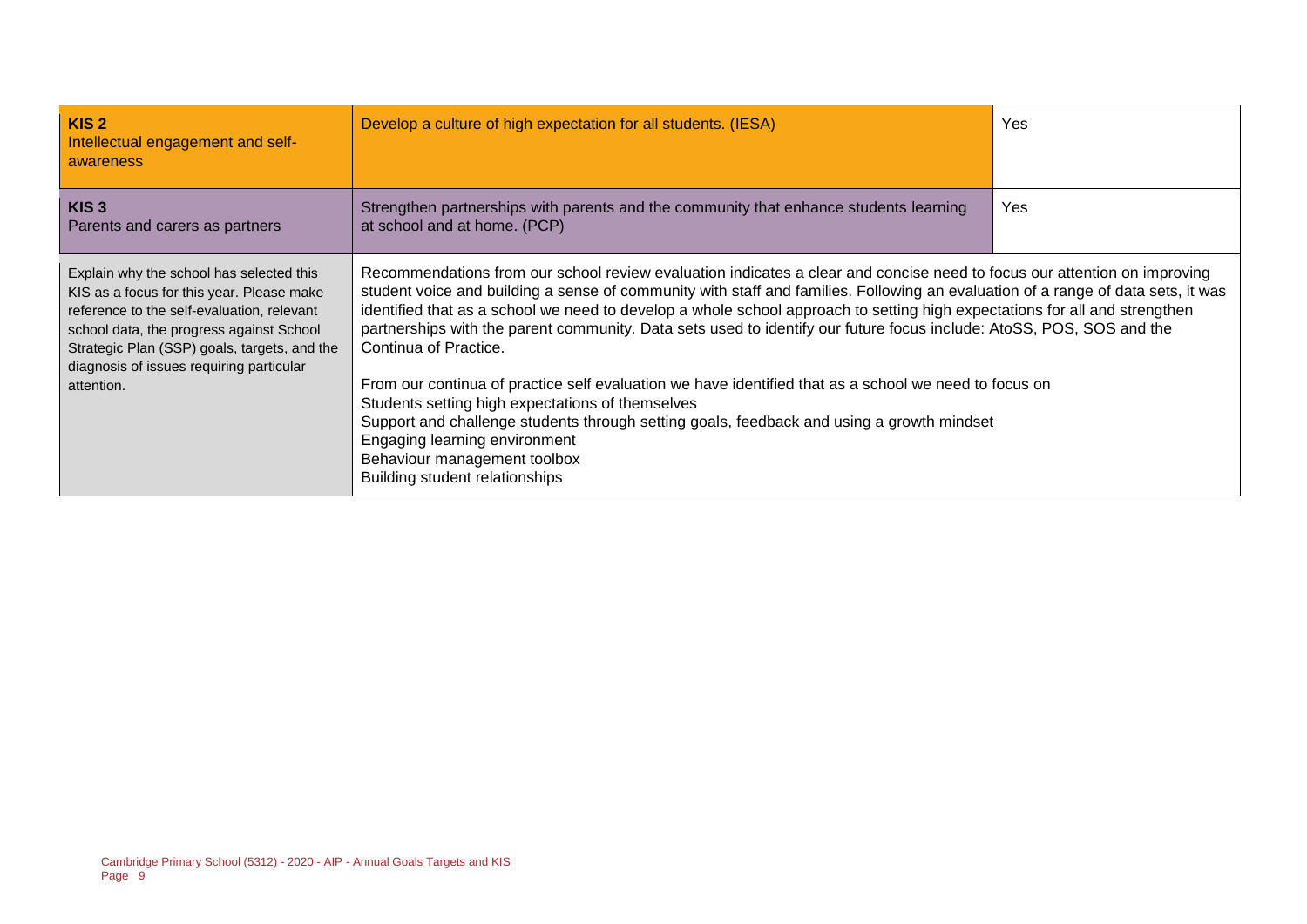| | | |
|---|---|---|
| **KIS 2**<br>Intellectual engagement and self-awareness | Develop a culture of high expectation for all students. (IESA) | Yes |
| **KIS 3**<br>Parents and carers as partners | Strengthen partnerships with parents and the community that enhance students learning at school and at home. (PCP) | Yes |
| Explain why the school has selected this KIS as a focus for this year. Please make reference to the self-evaluation, relevant school data, the progress against School Strategic Plan (SSP) goals, targets, and the diagnosis of issues requiring particular attention. | Recommendations from our school review evaluation indicates a clear and concise need to focus our attention on improving student voice and building a sense of community with staff and families. Following an evaluation of a range of data sets, it was identified that as a school we need to develop a whole school approach to setting high expectations for all and strengthen partnerships with the parent community. Data sets used to identify our future focus include: AtoSS, POS, SOS and the Continua of Practice.<br><br>From our continua of practice self evaluation we have identified that as a school we need to focus on<br>Students setting high expectations of themselves<br>Support and challenge students through setting goals, feedback and using a growth mindset<br>Engaging learning environment<br>Behaviour management toolbox<br>Building student relationships | |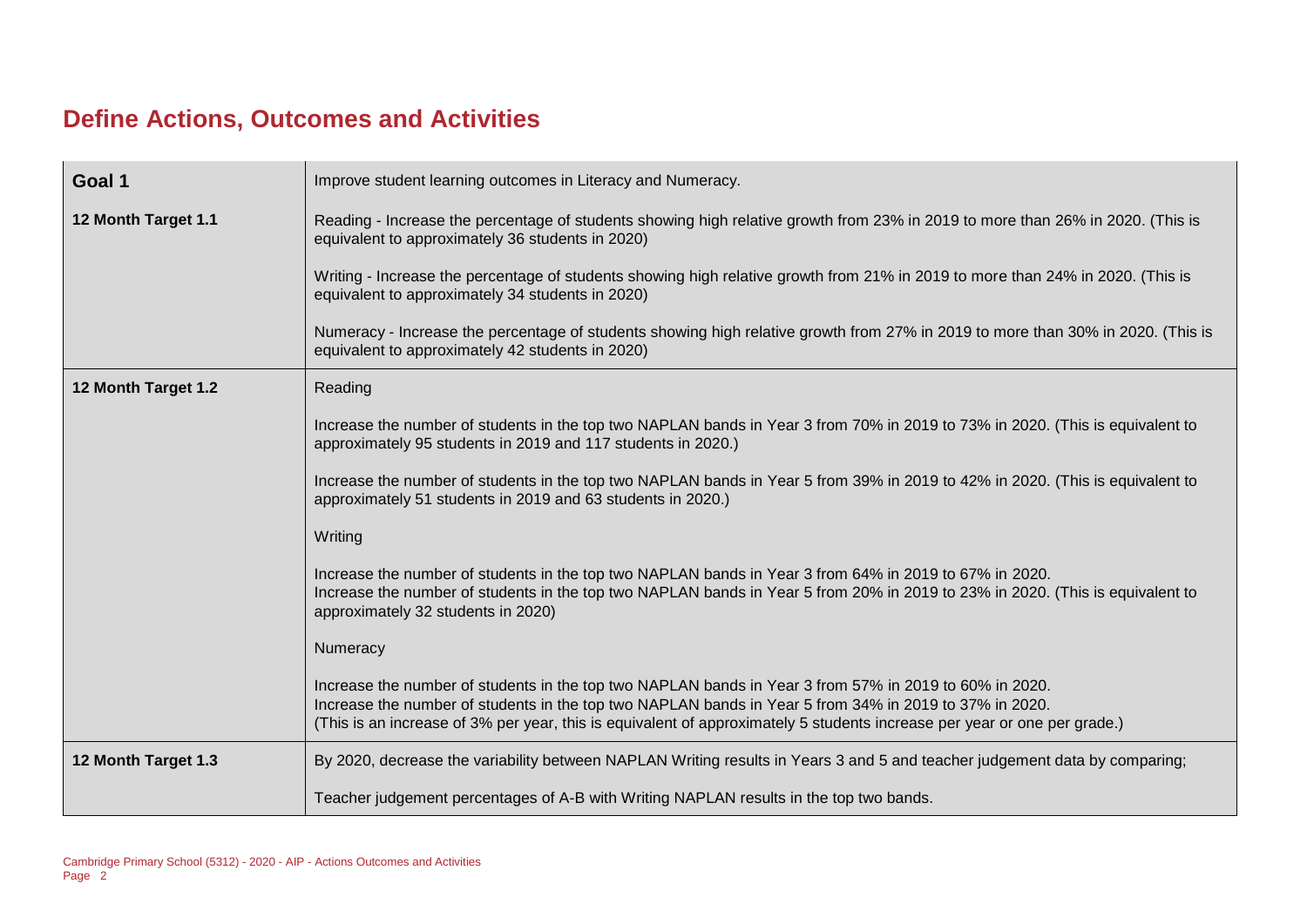## Define Actions, Outcomes and Activities

| Goal 1 | Improve student learning outcomes in Literacy and Numeracy. |
|---|---|
| 12 Month Target 1.1 | Reading - Increase the percentage of students showing high relative growth from 23% in 2019 to more than 26% in 2020. (This is equivalent to approximately 36 students in 2020)<br><br>Writing - Increase the percentage of students showing high relative growth from 21% in 2019 to more than 24% in 2020. (This is equivalent to approximately 34 students in 2020)<br><br>Numeracy - Increase the percentage of students showing high relative growth from 27% in 2019 to more than 30% in 2020. (This is equivalent to approximately 42 students in 2020) |
| 12 Month Target 1.2 | Reading<br><br>Increase the number of students in the top two NAPLAN bands in Year 3 from 70% in 2019 to 73% in 2020. (This is equivalent to approximately 95 students in 2019 and 117 students in 2020.)<br><br>Increase the number of students in the top two NAPLAN bands in Year 5 from 39% in 2019 to 42% in 2020. (This is equivalent to approximately 51 students in 2019 and 63 students in 2020.)<br><br>Writing<br><br>Increase the number of students in the top two NAPLAN bands in Year 3 from 64% in 2019 to 67% in 2020.<br>Increase the number of students in the top two NAPLAN bands in Year 5 from 20% in 2019 to 23% in 2020. (This is equivalent to approximately 32 students in 2020)<br><br>Numeracy<br><br>Increase the number of students in the top two NAPLAN bands in Year 3 from 57% in 2019 to 60% in 2020.<br>Increase the number of students in the top two NAPLAN bands in Year 5 from 34% in 2019 to 37% in 2020.<br>(This is an increase of 3% per year, this is equivalent of approximately 5 students increase per year or one per grade.) |
| 12 Month Target 1.3 | By 2020, decrease the variability between NAPLAN Writing results in Years 3 and 5 and teacher judgement data by comparing;<br><br>Teacher judgement percentages of A-B with Writing NAPLAN results in the top two bands. |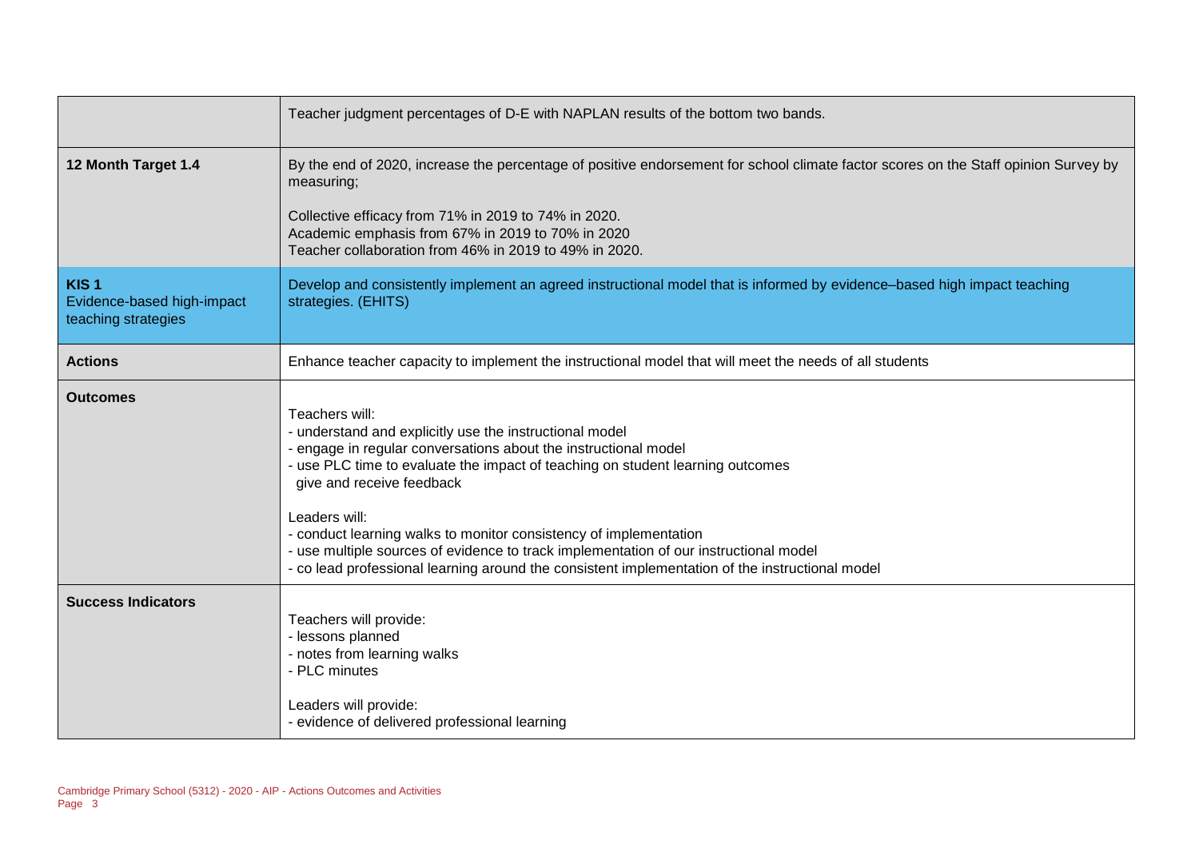| | |
|---|---|
| | Teacher judgment percentages of D-E with NAPLAN results of the bottom two bands. |
| **12 Month Target 1.4** | By the end of 2020, increase the percentage of positive endorsement for school climate factor scores on the Staff opinion Survey by measuring;<br><br>Collective efficacy from 71% in 2019 to 74% in 2020.<br>Academic emphasis from 67% in 2019 to 70% in 2020<br>Teacher collaboration from 46% in 2019 to 49% in 2020. |
| **KIS 1**<br>Evidence-based high-impact teaching strategies | Develop and consistently implement an agreed instructional model that is informed by evidence–based high impact teaching strategies. (EHITS) |
| **Actions** | Enhance teacher capacity to implement the instructional model that will meet the needs of all students |
| **Outcomes** | Teachers will:<br>- understand and explicitly use the instructional model<br>- engage in regular conversations about the instructional model<br>- use PLC time to evaluate the impact of teaching on student learning outcomes<br>give and receive feedback<br><br>Leaders will:<br>- conduct learning walks to monitor consistency of implementation<br>- use multiple sources of evidence to track implementation of our instructional model<br>- co lead professional learning around the consistent implementation of the instructional model |
| **Success Indicators** | Teachers will provide:<br>- lessons planned<br>- notes from learning walks<br>- PLC minutes<br><br>Leaders will provide:<br>- evidence of delivered professional learning |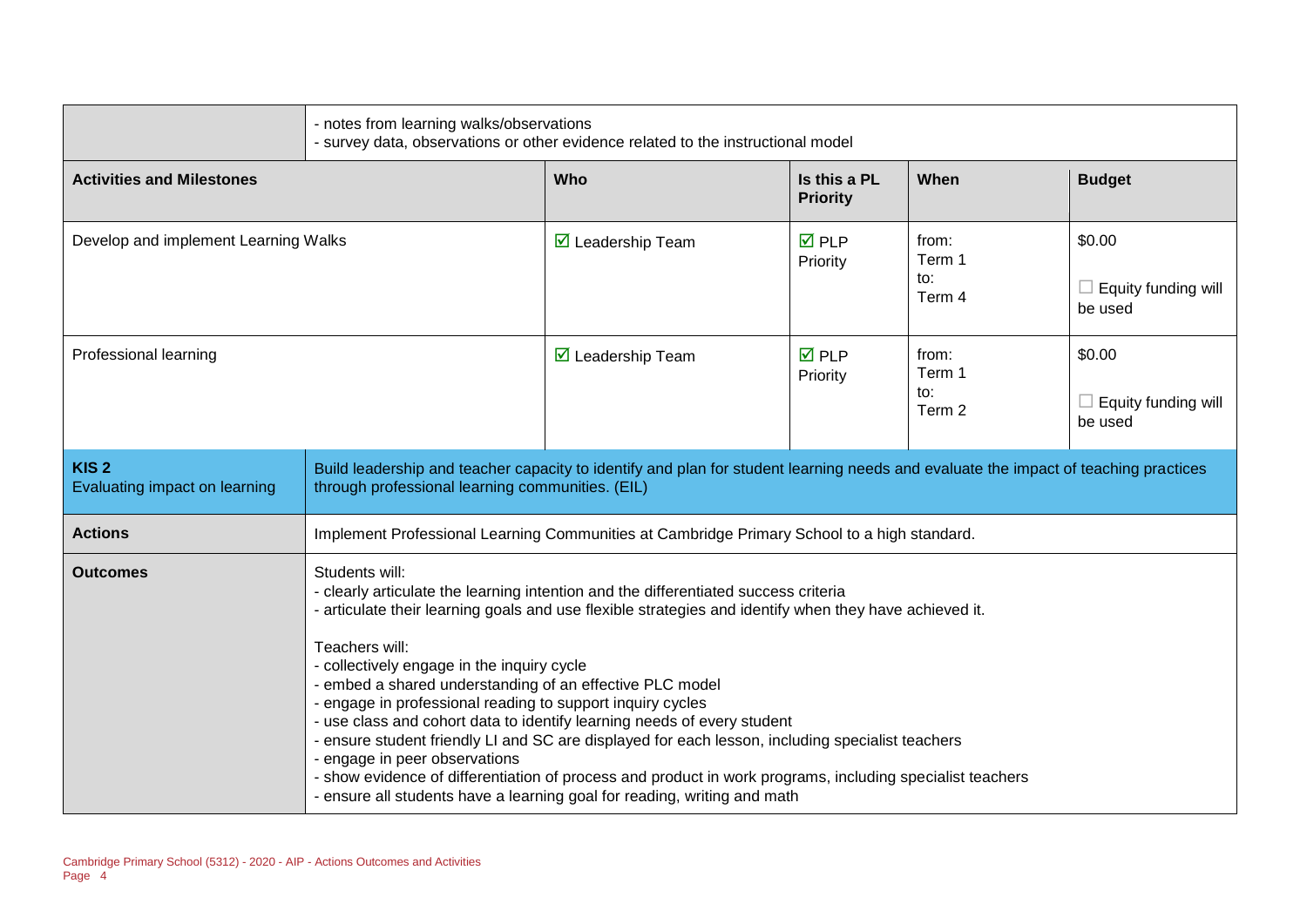| | - notes from learning walks/observations<br>- survey data, observations or other evidence related to the instructional model | | | | |
|---|---|---|---|---|---|
| **Activities and Milestones** | | **Who** | **Is this a PL Priority** | **When** | **Budget** |
| Develop and implement Learning Walks | | ☑ Leadership Team | ☑ PLP Priority | from: Term 1 to: Term 4 | $0.00<br>☐ Equity funding will be used |
| Professional learning | | ☑ Leadership Team | ☑ PLP Priority | from: Term 1 to: Term 2 | $0.00<br>☐ Equity funding will be used |
| **KIS 2**<br>Evaluating impact on learning | Build leadership and teacher capacity to identify and plan for student learning needs and evaluate the impact of teaching practices through professional learning communities. (EIL) | | | | |
| **Actions** | Implement Professional Learning Communities at Cambridge Primary School to a high standard. | | | | |
| **Outcomes** | Students will:<br>- clearly articulate the learning intention and the differentiated success criteria<br>- articulate their learning goals and use flexible strategies and identify when they have achieved it.<br><br>Teachers will:<br>- collectively engage in the inquiry cycle<br>- embed a shared understanding of an effective PLC model<br>- engage in professional reading to support inquiry cycles<br>- use class and cohort data to identify learning needs of every student<br>- ensure student friendly LI and SC are displayed for each lesson, including specialist teachers<br>- engage in peer observations<br>- show evidence of differentiation of process and product in work programs, including specialist teachers<br>- ensure all students have a learning goal for reading, writing and math | | | | |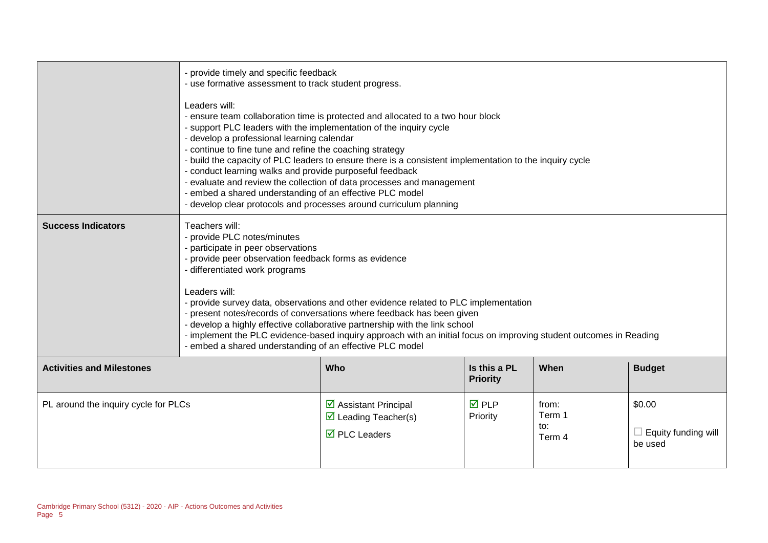| | |
|---|---|
| | - provide timely and specific feedback<br>- use formative assessment to track student progress.<br><br>Leaders will:<br>- ensure team collaboration time is protected and allocated to a two hour block<br>- support PLC leaders with the implementation of the inquiry cycle<br>- develop a professional learning calendar<br>- continue to fine tune and refine the coaching strategy<br>- build the capacity of PLC leaders to ensure there is a consistent implementation to the inquiry cycle<br>- conduct learning walks and provide purposeful feedback<br>- evaluate and review the collection of data processes and management<br>- embed a shared understanding of an effective PLC model<br>- develop clear protocols and processes around curriculum planning |
| **Success Indicators** | Teachers will:<br>- provide PLC notes/minutes<br>- participate in peer observations<br>- provide peer observation feedback forms as evidence<br>- differentiated work programs<br><br>Leaders will:<br>- provide survey data, observations and other evidence related to PLC implementation<br>- present notes/records of conversations where feedback has been given<br>- develop a highly effective collaborative partnership with the link school<br>- implement the PLC evidence-based inquiry approach with an initial focus on improving student outcomes in Reading<br>- embed a shared understanding of an effective PLC model |

| **Activities and Milestones** | **Who** | **Is this a PL Priority** | **When** | **Budget** |
|---|---|---|---|---|
| PL around the inquiry cycle for PLCs | ☑ Assistant Principal<br>☑ Leading Teacher(s)<br>☑ PLC Leaders | ☑ PLP Priority | from: Term 1 to: Term 4 | $0.00<br>☐ Equity funding will be used |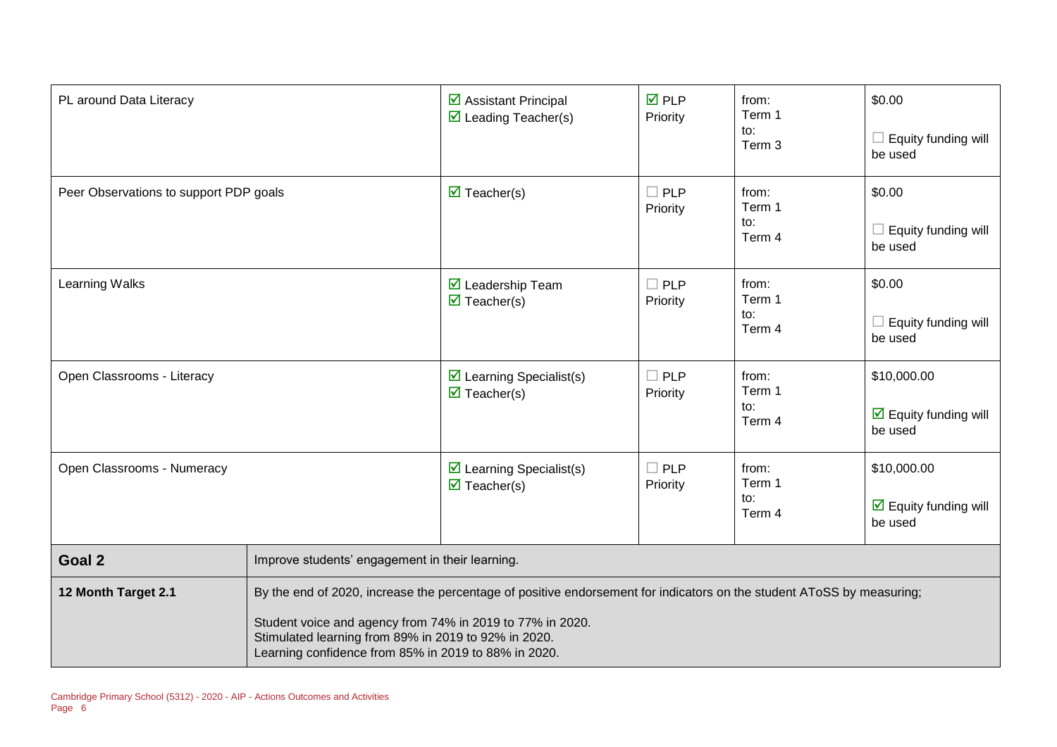| | | | | |
|---|---|---|---|---|
| PL around Data Literacy | ☑ Assistant Principal<br>☑ Leading Teacher(s) | ☑ PLP Priority | from: Term 1<br>to: Term 3 | $0.00<br><br>☐ Equity funding will be used |
| Peer Observations to support PDP goals | ☑ Teacher(s) | ☐ PLP Priority | from: Term 1<br>to: Term 4 | $0.00<br><br>☐ Equity funding will be used |
| Learning Walks | ☑ Leadership Team<br>☑ Teacher(s) | ☐ PLP Priority | from: Term 1<br>to: Term 4 | $0.00<br><br>☐ Equity funding will be used |
| Open Classrooms - Literacy | ☑ Learning Specialist(s)<br>☑ Teacher(s) | ☐ PLP Priority | from: Term 1<br>to: Term 4 | $10,000.00<br><br>☑ Equity funding will be used |
| Open Classrooms - Numeracy | ☑ Learning Specialist(s)<br>☑ Teacher(s) | ☐ PLP Priority | from: Term 1<br>to: Term 4 | $10,000.00<br><br>☑ Equity funding will be used |

| | |
|---|---|
| **Goal 2** | Improve students' engagement in their learning. |
| **12 Month Target 2.1** | By the end of 2020, increase the percentage of positive endorsement for indicators on the student AToSS by measuring;<br><br>Student voice and agency from 74% in 2019 to 77% in 2020.<br>Stimulated learning from 89% in 2019 to 92% in 2020.<br>Learning confidence from 85% in 2019 to 88% in 2020. |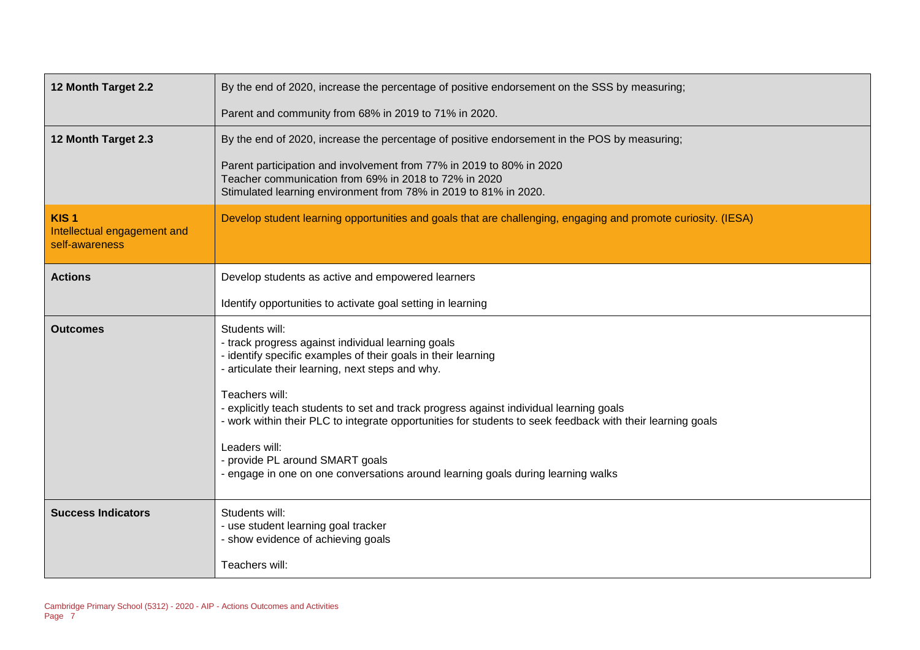| | |
|---|---|
| **12 Month Target 2.2** | By the end of 2020, increase the percentage of positive endorsement on the SSS by measuring;<br><br>Parent and community from 68% in 2019 to 71% in 2020. |
| **12 Month Target 2.3** | By the end of 2020, increase the percentage of positive endorsement in the POS by measuring;<br><br>Parent participation and involvement from 77% in 2019 to 80% in 2020<br>Teacher communication from 69% in 2018 to 72% in 2020<br>Stimulated learning environment from 78% in 2019 to 81% in 2020. |
| **KIS 1**<br>Intellectual engagement and self-awareness | Develop student learning opportunities and goals that are challenging, engaging and promote curiosity. (IESA) |
| **Actions** | Develop students as active and empowered learners<br><br>Identify opportunities to activate goal setting in learning |
| **Outcomes** | Students will:<br>- track progress against individual learning goals<br>- identify specific examples of their goals in their learning<br>- articulate their learning, next steps and why.<br><br>Teachers will:<br>- explicitly teach students to set and track progress against individual learning goals<br>- work within their PLC to integrate opportunities for students to seek feedback with their learning goals<br><br>Leaders will:<br>- provide PL around SMART goals<br>- engage in one on one conversations around learning goals during learning walks |
| **Success Indicators** | Students will:<br>- use student learning goal tracker<br>- show evidence of achieving goals<br><br>Teachers will: |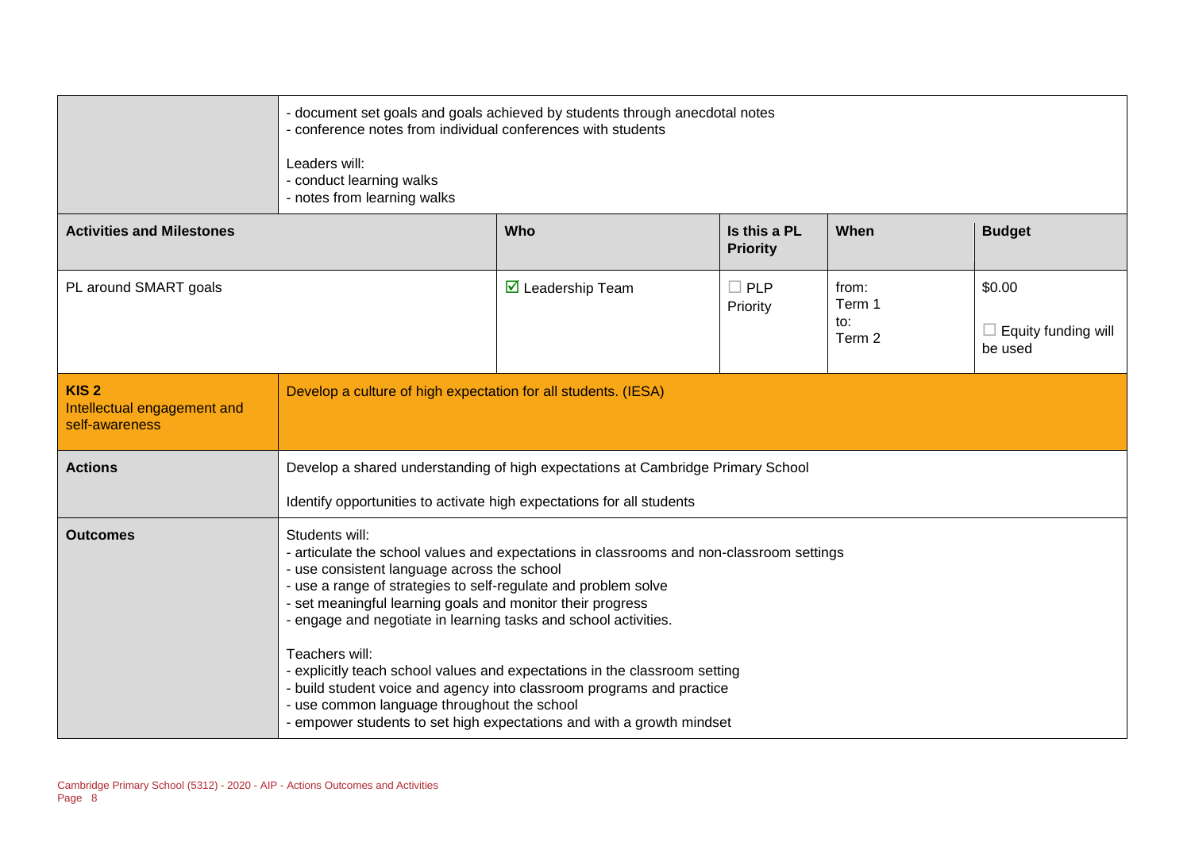| | |
|---|---|
| | - document set goals and goals achieved by students through anecdotal notes<br>- conference notes from individual conferences with students<br><br>Leaders will:<br>- conduct learning walks<br>- notes from learning walks |

| Activities and Milestones | Who | Is this a PL Priority | When | Budget |
|---|---|---|---|---|
| PL around SMART goals | ☑ Leadership Team | ☐ PLP Priority | from: Term 1 to: Term 2 | $0.00<br>☐ Equity funding will be used |

| | |
|---|---|
| **KIS 2** Intellectual engagement and self-awareness | Develop a culture of high expectation for all students. (IESA) |
| **Actions** | Develop a shared understanding of high expectations at Cambridge Primary School<br><br>Identify opportunities to activate high expectations for all students |
| **Outcomes** | Students will:<br>- articulate the school values and expectations in classrooms and non-classroom settings<br>- use consistent language across the school<br>- use a range of strategies to self-regulate and problem solve<br>- set meaningful learning goals and monitor their progress<br>- engage and negotiate in learning tasks and school activities.<br><br>Teachers will:<br>- explicitly teach school values and expectations in the classroom setting<br>- build student voice and agency into classroom programs and practice<br>- use common language throughout the school<br>- empower students to set high expectations and with a growth mindset |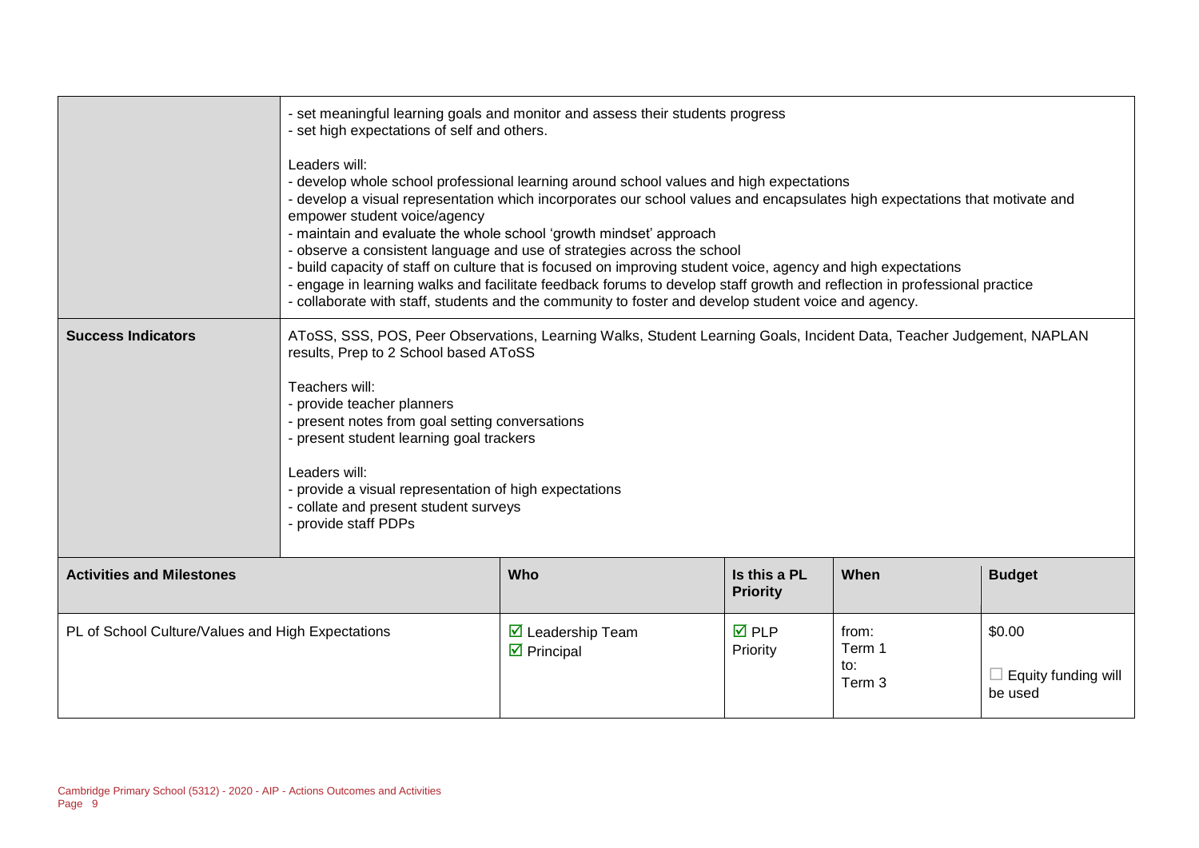| | | | | | |
|---|---|---|---|---|---|
| | - set meaningful learning goals and monitor and assess their students progress<br>- set high expectations of self and others.<br><br>Leaders will:<br>- develop whole school professional learning around school values and high expectations<br>- develop a visual representation which incorporates our school values and encapsulates high expectations that motivate and empower student voice/agency<br>- maintain and evaluate the whole school 'growth mindset' approach<br>- observe a consistent language and use of strategies across the school<br>- build capacity of staff on culture that is focused on improving student voice, agency and high expectations<br>- engage in learning walks and facilitate feedback forums to develop staff growth and reflection in professional practice<br>- collaborate with staff, students and the community to foster and develop student voice and agency. | | | | |
| **Success Indicators** | AToSS, SSS, POS, Peer Observations, Learning Walks, Student Learning Goals, Incident Data, Teacher Judgement, NAPLAN results, Prep to 2 School based AToSS<br><br>Teachers will:<br>- provide teacher planners<br>- present notes from goal setting conversations<br>- present student learning goal trackers<br><br>Leaders will:<br>- provide a visual representation of high expectations<br>- collate and present student surveys<br>- provide staff PDPs | | | | |
| **Activities and Milestones** | | **Who** | **Is this a PL Priority** | **When** | **Budget** |
| PL of School Culture/Values and High Expectations | | ☑ Leadership Team<br>☑ Principal | ☑ PLP Priority | from: Term 1<br>to: Term 3 | \$0.00<br><br>☐ Equity funding will be used |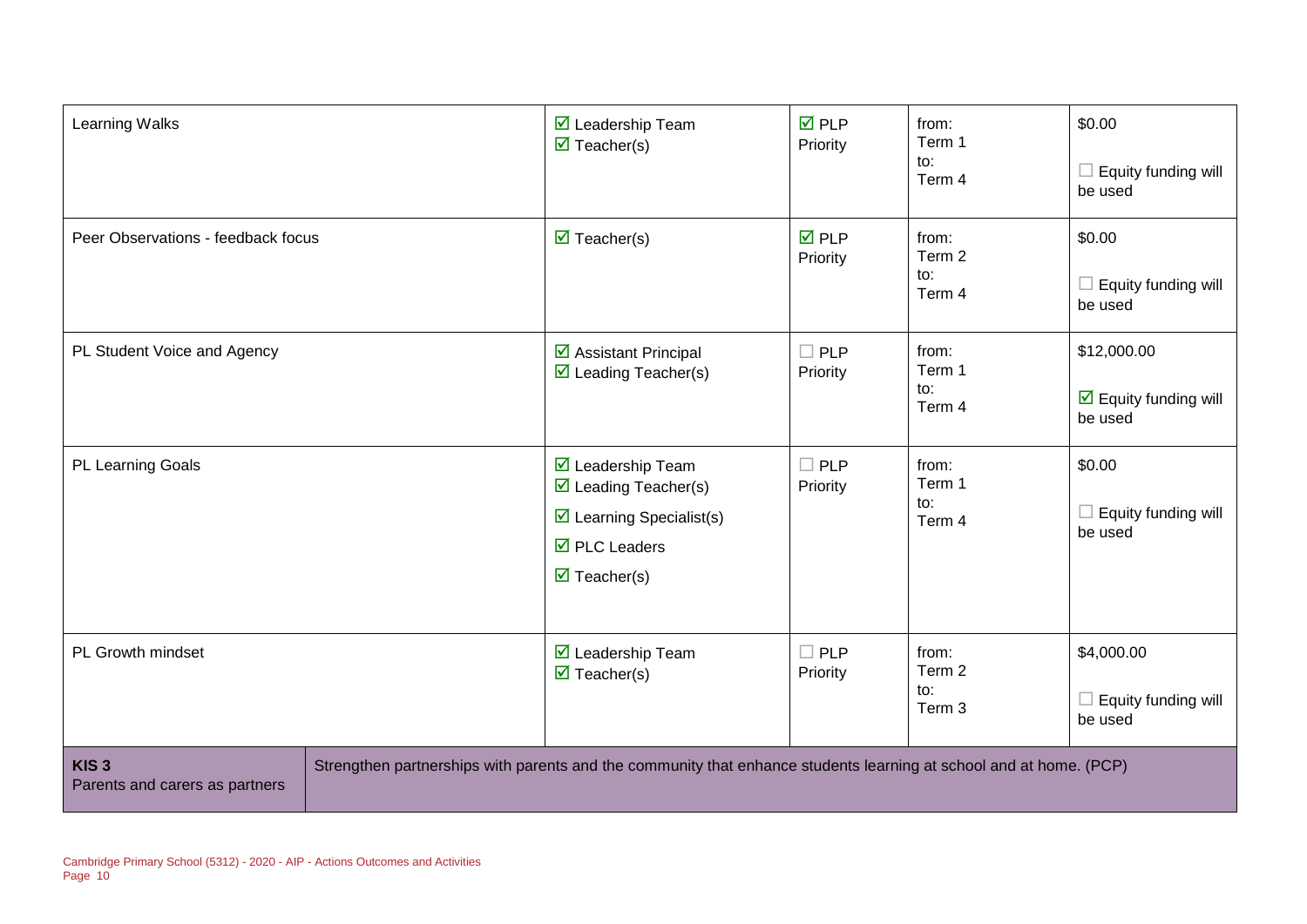| | | | | |
|---|---|---|---|---|
| Learning Walks | ☑ Leadership Team<br>☑ Teacher(s) | ☑ PLP Priority | from:<br>Term 1<br>to:<br>Term 4 | $0.00<br><br>☐ Equity funding will be used |
| Peer Observations - feedback focus | ☑ Teacher(s) | ☑ PLP Priority | from:<br>Term 2<br>to:<br>Term 4 | $0.00<br><br>☐ Equity funding will be used |
| PL Student Voice and Agency | ☑ Assistant Principal<br>☑ Leading Teacher(s) | ☐ PLP Priority | from:<br>Term 1<br>to:<br>Term 4 | $12,000.00<br><br>☑ Equity funding will be used |
| PL Learning Goals | ☑ Leadership Team<br>☑ Leading Teacher(s)<br>☑ Learning Specialist(s)<br>☑ PLC Leaders<br>☑ Teacher(s) | ☐ PLP Priority | from:<br>Term 1<br>to:<br>Term 4 | $0.00<br><br>☐ Equity funding will be used |
| PL Growth mindset | ☑ Leadership Team<br>☑ Teacher(s) | ☐ PLP Priority | from:<br>Term 2<br>to:<br>Term 3 | $4,000.00<br><br>☐ Equity funding will be used |

| | |
|---|---|
| **KIS 3**<br>Parents and carers as partners | Strengthen partnerships with parents and the community that enhance students learning at school and at home. (PCP) |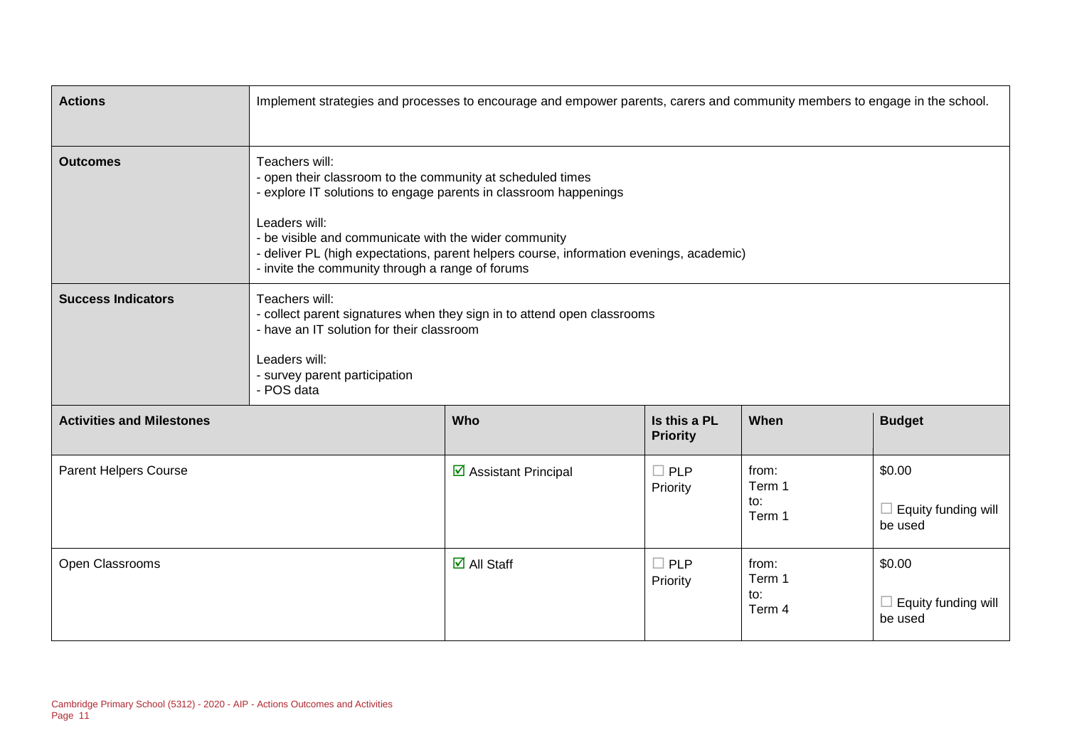| Actions | Implement strategies and processes to encourage and empower parents, carers and community members to engage in the school. | | | |
|---|---|---|---|---|
| **Outcomes** | Teachers will:<br>- open their classroom to the community at scheduled times<br>- explore IT solutions to engage parents in classroom happenings<br><br>Leaders will:<br>- be visible and communicate with the wider community<br>- deliver PL (high expectations, parent helpers course, information evenings, academic)<br>- invite the community through a range of forums | | | |
| **Success Indicators** | Teachers will:<br>- collect parent signatures when they sign in to attend open classrooms<br>- have an IT solution for their classroom<br><br>Leaders will:<br>- survey parent participation<br>- POS data | | | |

| Activities and Milestones | Who | Is this a PL Priority | When | Budget |
|---|---|---|---|---|
| Parent Helpers Course | ☑ Assistant Principal | ☐ PLP Priority | from: Term 1 to: Term 1 | $0.00<br>☐ Equity funding will be used |
| Open Classrooms | ☑ All Staff | ☐ PLP Priority | from: Term 1 to: Term 4 | $0.00<br>☐ Equity funding will be used |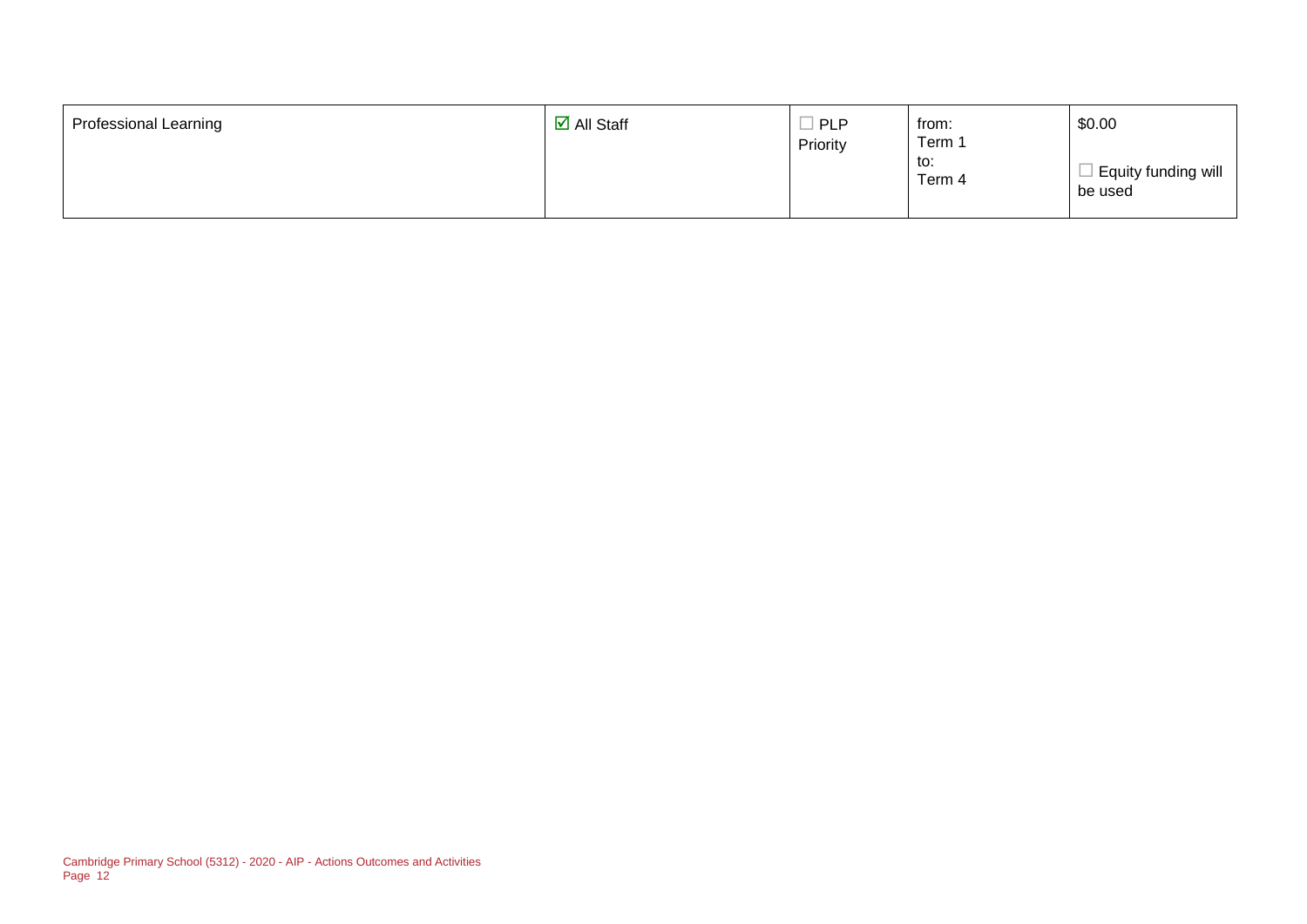| | | | | |
|---|---|---|---|---|
| Professional Learning | ☑ All Staff | ☐ PLP Priority | from: Term 1 to: Term 4 | $0.00 ☐ Equity funding will be used |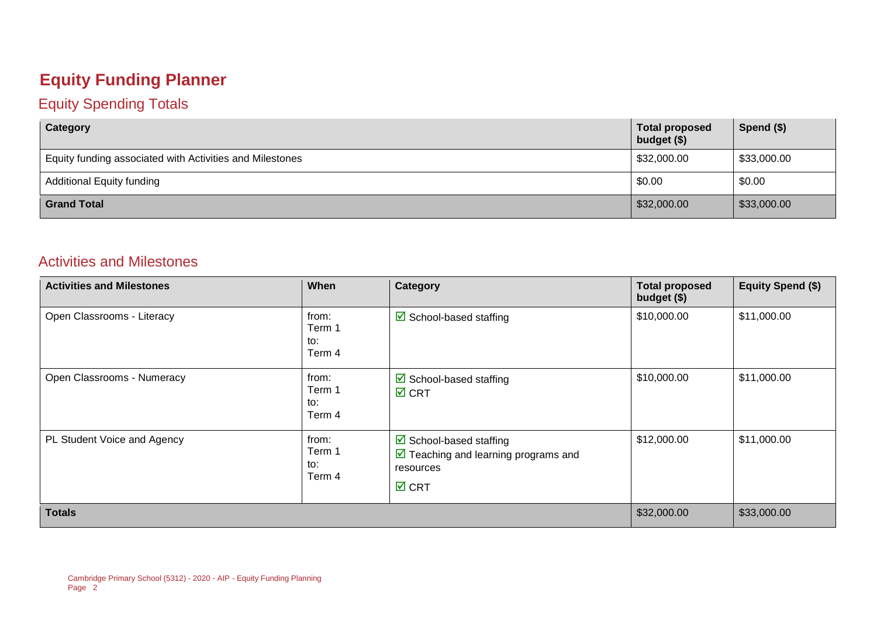# Equity Funding Planner

## Equity Spending Totals

| Category | Total proposed budget ($) | Spend ($) |
|---|---|---|
| Equity funding associated with Activities and Milestones | $32,000.00 | $33,000.00 |
| Additional Equity funding | $0.00 | $0.00 |
| **Grand Total** | $32,000.00 | $33,000.00 |

## Activities and Milestones

| Activities and Milestones | When | Category | Total proposed budget ($) | Equity Spend ($) |
|---|---|---|---|---|
| Open Classrooms - Literacy | from: Term 1 to: Term 4 | ☑ School-based staffing | $10,000.00 | $11,000.00 |
| Open Classrooms - Numeracy | from: Term 1 to: Term 4 | ☑ School-based staffing<br>☑ CRT | $10,000.00 | $11,000.00 |
| PL Student Voice and Agency | from: Term 1 to: Term 4 | ☑ School-based staffing<br>☑ Teaching and learning programs and resources<br>☑ CRT | $12,000.00 | $11,000.00 |
| **Totals** | | | $32,000.00 | $33,000.00 |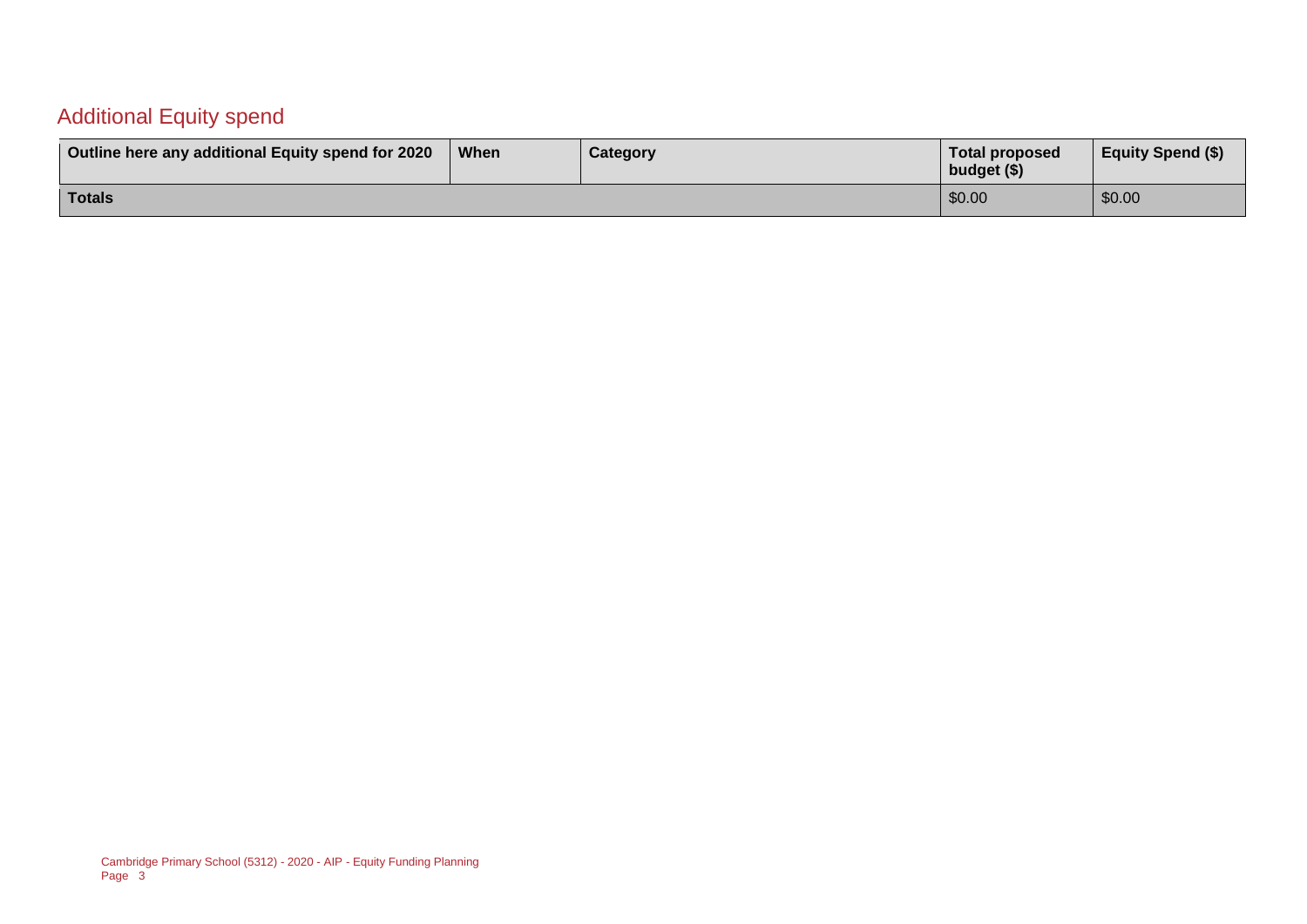## Additional Equity spend

| Outline here any additional Equity spend for 2020 | When | Category | Total proposed budget ($) | Equity Spend ($) |
| --- | --- | --- | --- | --- |
| **Totals** | | | $0.00 | $0.00 |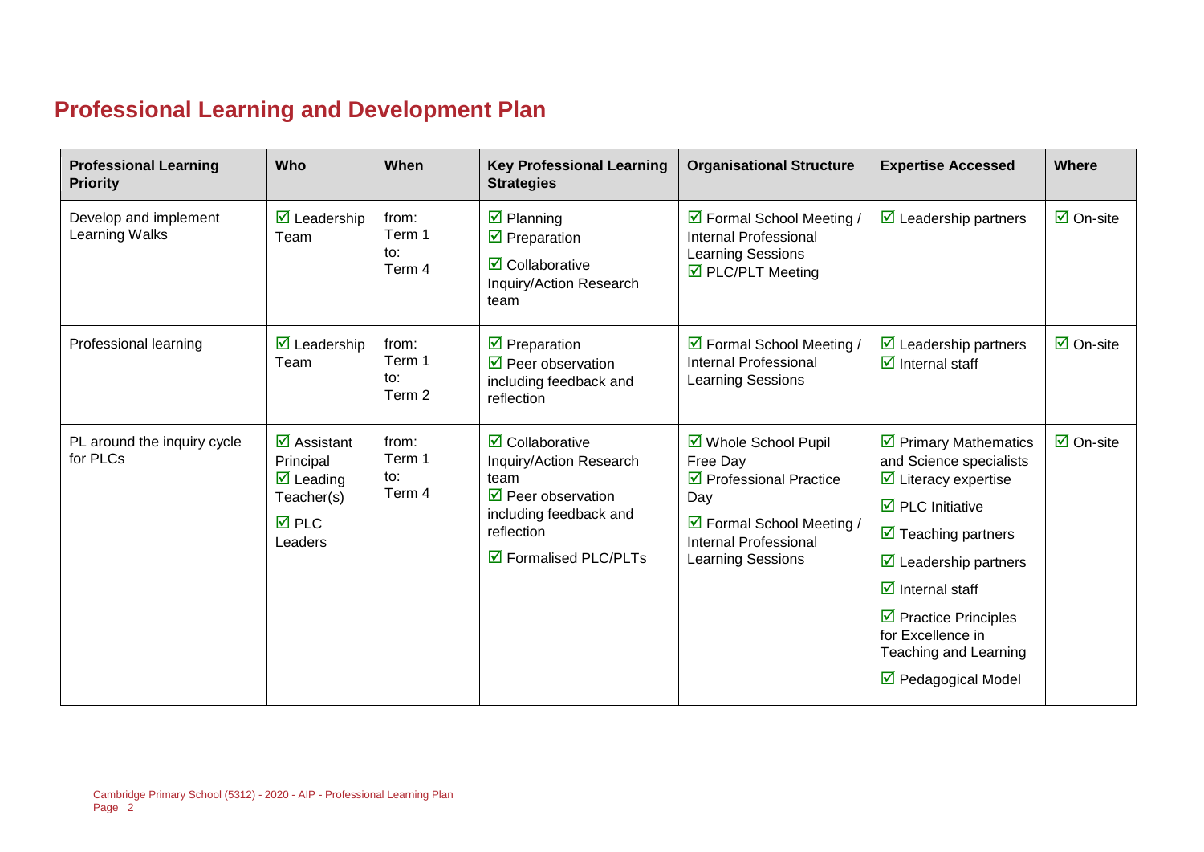## Professional Learning and Development Plan

| Professional Learning Priority | Who | When | Key Professional Learning Strategies | Organisational Structure | Expertise Accessed | Where |
|---|---|---|---|---|---|---|
| Develop and implement Learning Walks | ☑ Leadership Team | from: Term 1 to: Term 4 | ☑ Planning<br>☑ Preparation<br>☑ Collaborative Inquiry/Action Research team | ☑ Formal School Meeting / Internal Professional Learning Sessions<br>☑ PLC/PLT Meeting | ☑ Leadership partners | ☑ On-site |
| Professional learning | ☑ Leadership Team | from: Term 1 to: Term 2 | ☑ Preparation<br>☑ Peer observation including feedback and reflection | ☑ Formal School Meeting / Internal Professional Learning Sessions | ☑ Leadership partners<br>☑ Internal staff | ☑ On-site |
| PL around the inquiry cycle for PLCs | ☑ Assistant Principal<br>☑ Leading Teacher(s)<br>☑ PLC Leaders | from: Term 1 to: Term 4 | ☑ Collaborative Inquiry/Action Research team<br>☑ Peer observation including feedback and reflection<br>☑ Formalised PLC/PLTs | ☑ Whole School Pupil Free Day<br>☑ Professional Practice Day<br>☑ Formal School Meeting / Internal Professional Learning Sessions | ☑ Primary Mathematics and Science specialists<br>☑ Literacy expertise<br>☑ PLC Initiative<br>☑ Teaching partners<br>☑ Leadership partners<br>☑ Internal staff<br>☑ Practice Principles for Excellence in Teaching and Learning<br>☑ Pedagogical Model | ☑ On-site |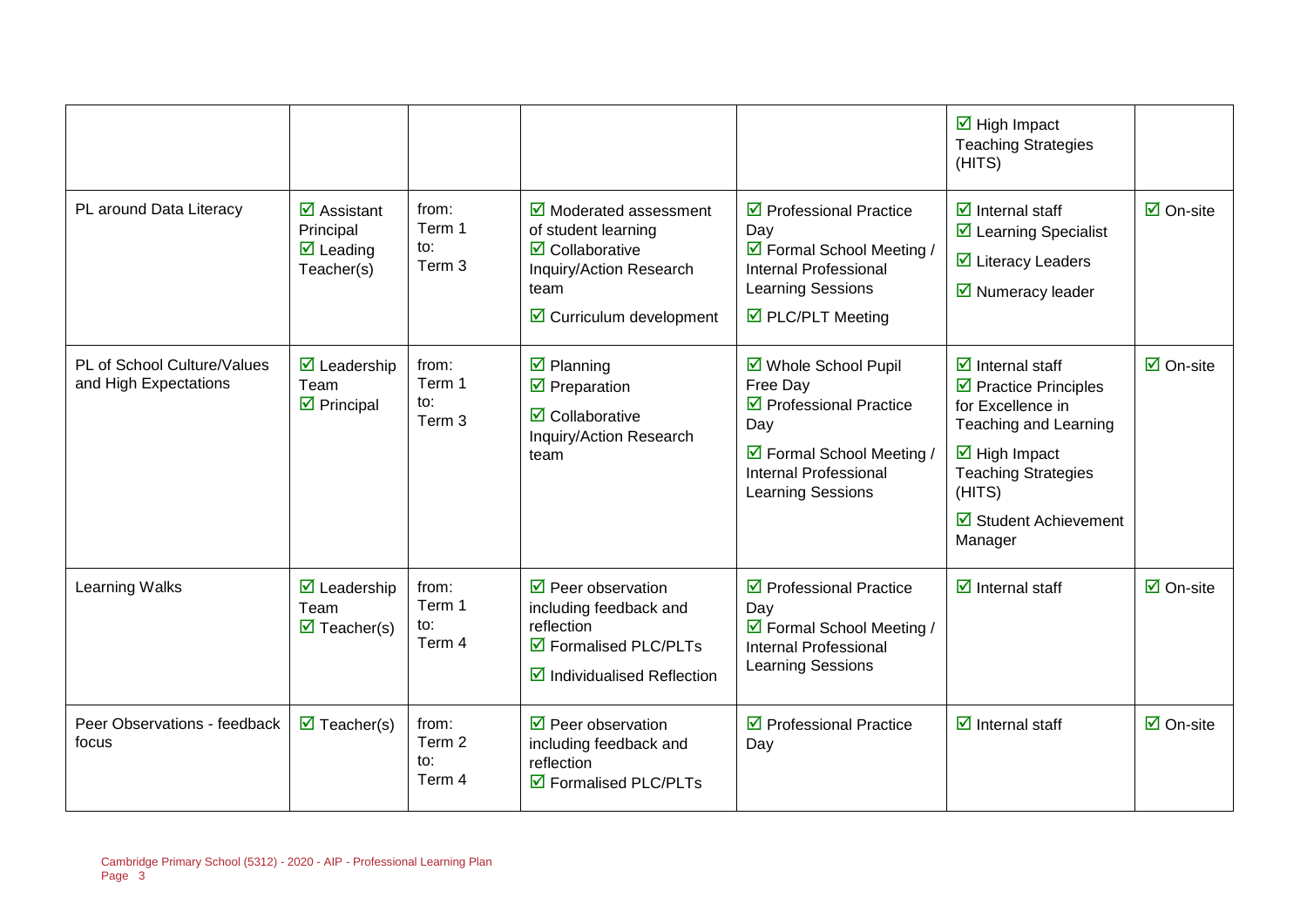| | | | | | | |
|---|---|---|---|---|---|---|
| | | | | | ☑ High Impact Teaching Strategies (HITS) | |
| PL around Data Literacy | ☑ Assistant Principal<br>☑ Leading Teacher(s) | from: Term 1<br>to: Term 3 | ☑ Moderated assessment of student learning<br>☑ Collaborative Inquiry/Action Research team<br>☑ Curriculum development | ☑ Professional Practice Day<br>☑ Formal School Meeting / Internal Professional Learning Sessions<br>☑ PLC/PLT Meeting | ☑ Internal staff<br>☑ Learning Specialist<br>☑ Literacy Leaders<br>☑ Numeracy leader | ☑ On-site |
| PL of School Culture/Values and High Expectations | ☑ Leadership Team<br>☑ Principal | from: Term 1<br>to: Term 3 | ☑ Planning<br>☑ Preparation<br>☑ Collaborative Inquiry/Action Research team | ☑ Whole School Pupil Free Day<br>☑ Professional Practice Day<br>☑ Formal School Meeting / Internal Professional Learning Sessions | ☑ Internal staff<br>☑ Practice Principles for Excellence in Teaching and Learning<br>☑ High Impact Teaching Strategies (HITS)<br>☑ Student Achievement Manager | ☑ On-site |
| Learning Walks | ☑ Leadership Team<br>☑ Teacher(s) | from: Term 1<br>to: Term 4 | ☑ Peer observation including feedback and reflection<br>☑ Formalised PLC/PLTs<br>☑ Individualised Reflection | ☑ Professional Practice Day<br>☑ Formal School Meeting / Internal Professional Learning Sessions | ☑ Internal staff | ☑ On-site |
| Peer Observations - feedback focus | ☑ Teacher(s) | from: Term 2<br>to: Term 4 | ☑ Peer observation including feedback and reflection<br>☑ Formalised PLC/PLTs | ☑ Professional Practice Day | ☑ Internal staff | ☑ On-site |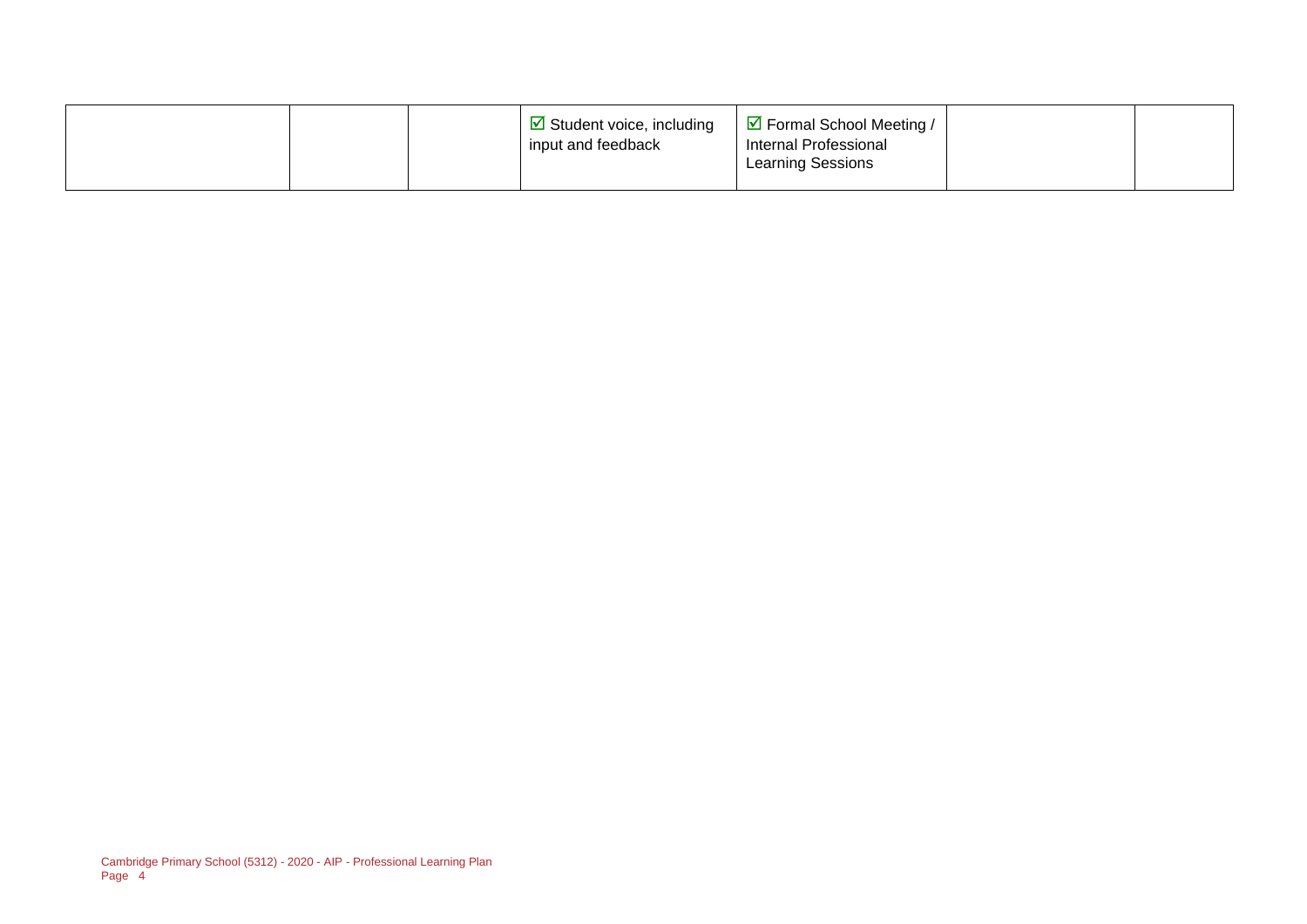| | | | | | | |
|---|---|---|---|---|---|---|
| | | | ☑ Student voice, including input and feedback | ☑ Formal School Meeting / Internal Professional Learning Sessions | | |